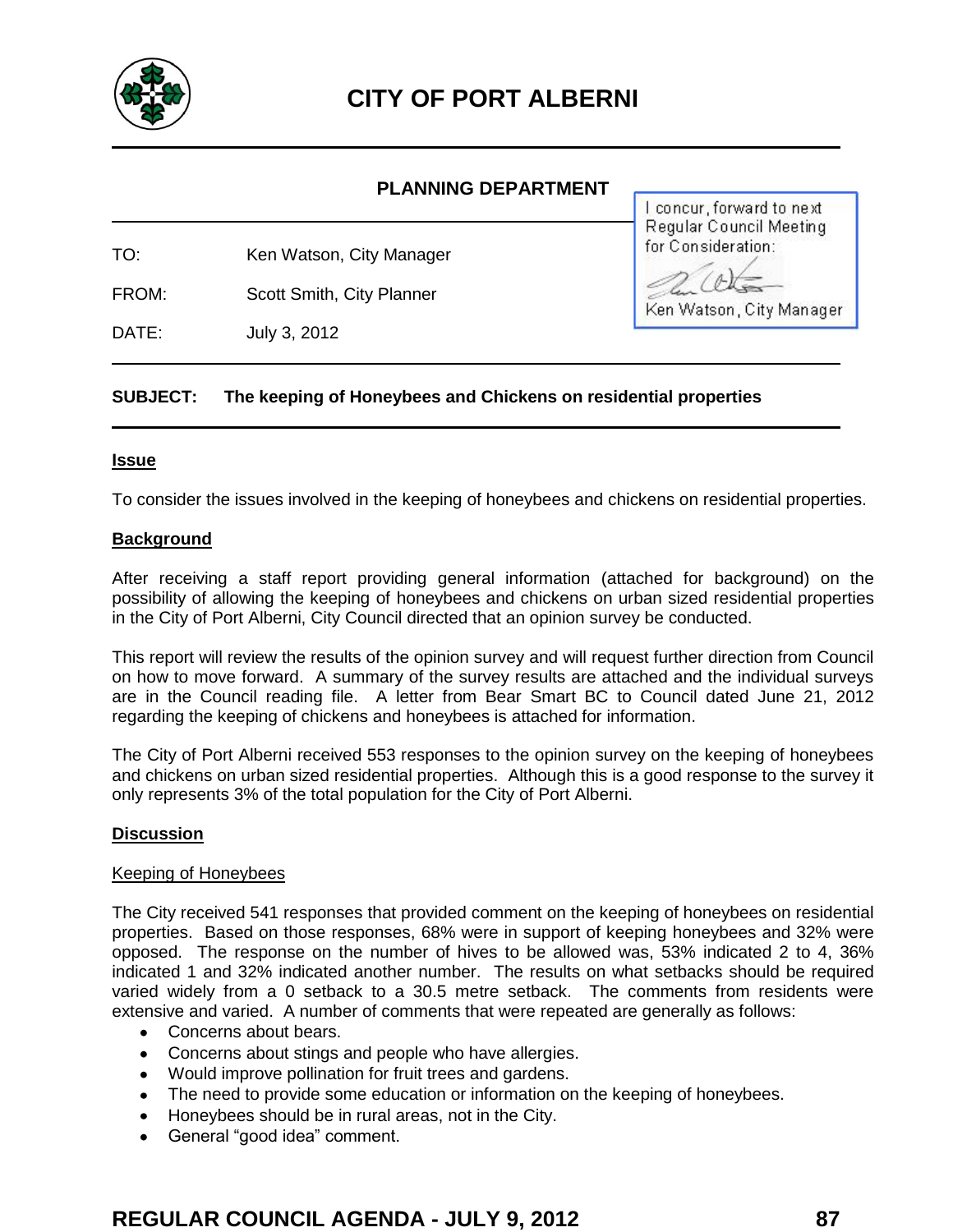# CITY OF PORT ALBERNI

## PLANNING DEPARTMENT

I concur, forward to next Regular Council Meeting for Consideration:

Ken Watson, City Manager

TO: Ken Watson, City Manager

FROM: Scott Smith, City Planner

DATE: July 3, 2012

**SUBJECT: The keeping of Honeybees and Chickens on residential properties**

### Issue

To consider the issues involved in the keeping of honeybees and chickens on residential properties.

### Background

After receiving a staff report providing general information (attached for background) on the possibility of allowing the keeping of honeybees and chickens on urban sized residential properties in the City of Port Alberni, City Council directed that an opinion survey be conducted.

This report will review the results of the opinion survey and will request further direction from Council on how to move forward. A summary of the survey results are attached and the individual surveys are in the Council reading file. A letter from Bear Smart BC to Council dated June 21, 2012 regarding the keeping of chickens and honeybees is attached for information.

The City of Port Alberni received 553 responses to the opinion survey on the keeping of honeybees and chickens on urban sized residential properties. Although this is a good response to the survey it only represents 3% of the total population for the City of Port Alberni.

### Discussion

Keeping of Honeybees

The City received 541 responses that provided comment on the keeping of honeybees on residential properties. Based on those responses, 68% were in support of keeping honeybees and 32% were opposed. The response on the number of hives to be allowed was, 53% indicated 2 to 4, 36% indicated 1 and 32% indicated another number. The results on what setbacks should be required varied widely from a 0 setback to a 30.5 metre setback. The comments from residents were extensive and varied. A number of comments that were repeated are generally as follows:

- Concerns about bears.
- Concerns about stings and people who have allergies.
- Would improve pollination for fruit trees and gardens.
- The need to provide some education or information on the keeping of honeybees.
- Honeybees should be in rural areas, not in the City.
- General "good idea" comment.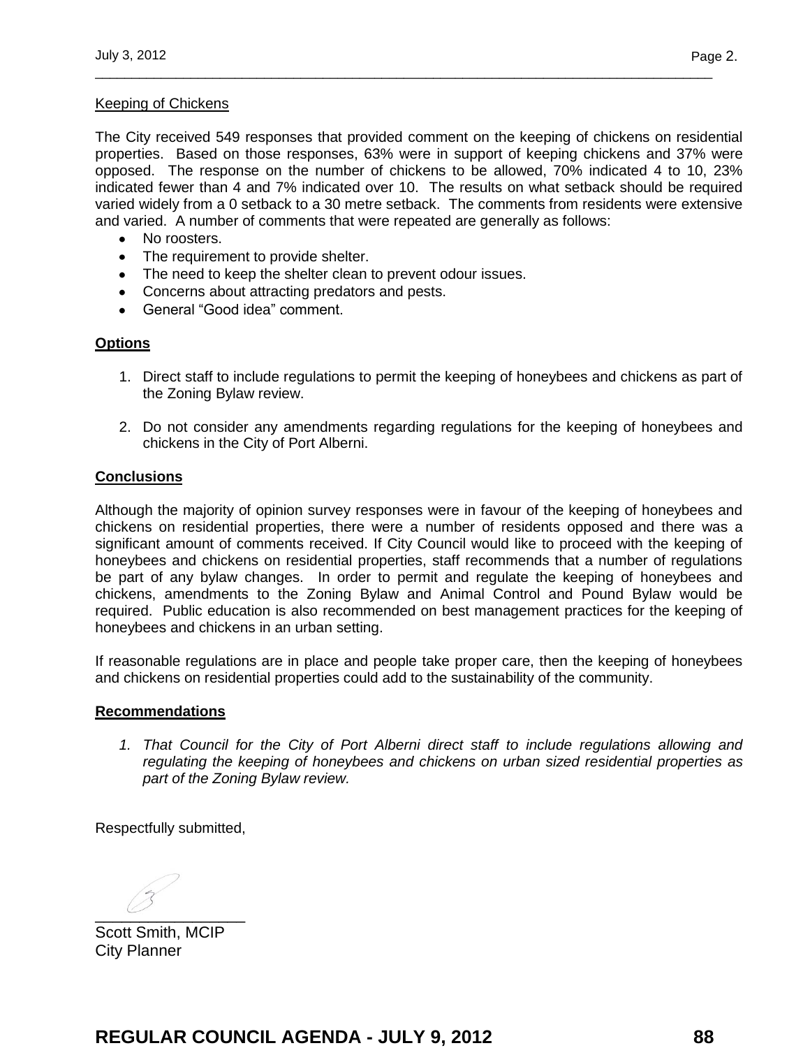Keeping of Chickens

The City received 549 responses that provided comment on the keeping of chickens on residential properties. Based on those responses, 63% were in support of keeping chickens and 37% were opposed. The response on the number of chickens to be allowed, 70% indicated 4 to 10, 23% indicated fewer than 4 and 7% indicated over 10. The results on what setback should be required varied widely from a 0 setback to a 30 metre setback. The comments from residents were extensive and varied. A number of comments that were repeated are generally as follows:

- No roosters.
- The requirement to provide shelter.
- The need to keep the shelter clean to prevent odour issues.
- Concerns about attracting predators and pests.
- General "Good idea" comment.

**Options**

1. Direct staff to include regulations to permit the keeping of honeybees and chickens as part of the Zoning Bylaw review.
2. Do not consider any amendments regarding regulations for the keeping of honeybees and chickens in the City of Port Alberni.

**Conclusions**

Although the majority of opinion survey responses were in favour of the keeping of honeybees and chickens on residential properties, there were a number of residents opposed and there was a significant amount of comments received. If City Council would like to proceed with the keeping of honeybees and chickens on residential properties, staff recommends that a number of regulations be part of any bylaw changes. In order to permit and regulate the keeping of honeybees and chickens, amendments to the Zoning Bylaw and Animal Control and Pound Bylaw would be required. Public education is also recommended on best management practices for the keeping of honeybees and chickens in an urban setting.

If reasonable regulations are in place and people take proper care, then the keeping of honeybees and chickens on residential properties could add to the sustainability of the community.

**Recommendations**

1. *That Council for the City of Port Alberni direct staff to include regulations allowing and regulating the keeping of honeybees and chickens on urban sized residential properties as part of the Zoning Bylaw review.*

Respectfully submitted,

Scott Smith, MCIP
City Planner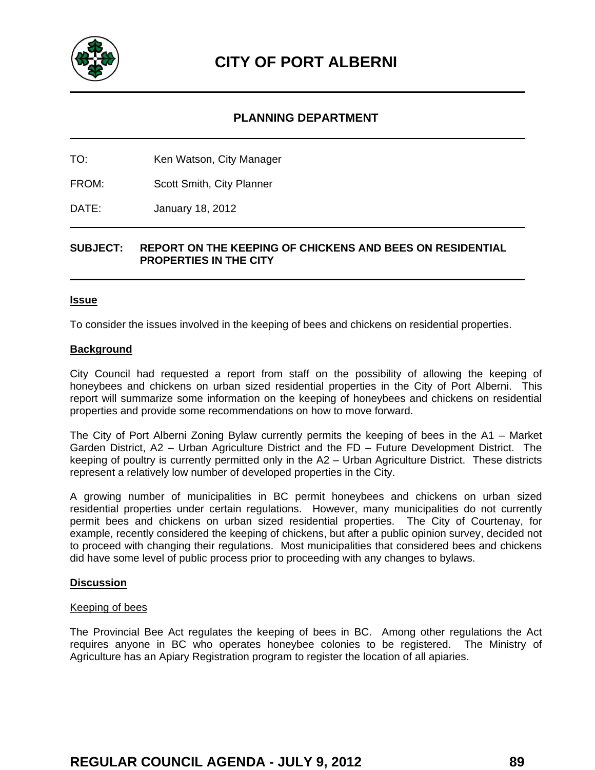# CITY OF PORT ALBERNI

## PLANNING DEPARTMENT

TO: Ken Watson, City Manager

FROM: Scott Smith, City Planner

DATE: January 18, 2012

**SUBJECT: REPORT ON THE KEEPING OF CHICKENS AND BEES ON RESIDENTIAL PROPERTIES IN THE CITY**

### Issue

To consider the issues involved in the keeping of bees and chickens on residential properties.

### Background

City Council had requested a report from staff on the possibility of allowing the keeping of honeybees and chickens on urban sized residential properties in the City of Port Alberni. This report will summarize some information on the keeping of honeybees and chickens on residential properties and provide some recommendations on how to move forward.

The City of Port Alberni Zoning Bylaw currently permits the keeping of bees in the A1 – Market Garden District, A2 – Urban Agriculture District and the FD – Future Development District. The keeping of poultry is currently permitted only in the A2 – Urban Agriculture District. These districts represent a relatively low number of developed properties in the City.

A growing number of municipalities in BC permit honeybees and chickens on urban sized residential properties under certain regulations. However, many municipalities do not currently permit bees and chickens on urban sized residential properties. The City of Courtenay, for example, recently considered the keeping of chickens, but after a public opinion survey, decided not to proceed with changing their regulations. Most municipalities that considered bees and chickens did have some level of public process prior to proceeding with any changes to bylaws.

### Discussion

#### Keeping of bees

The Provincial Bee Act regulates the keeping of bees in BC. Among other regulations the Act requires anyone in BC who operates honeybee colonies to be registered. The Ministry of Agriculture has an Apiary Registration program to register the location of all apiaries.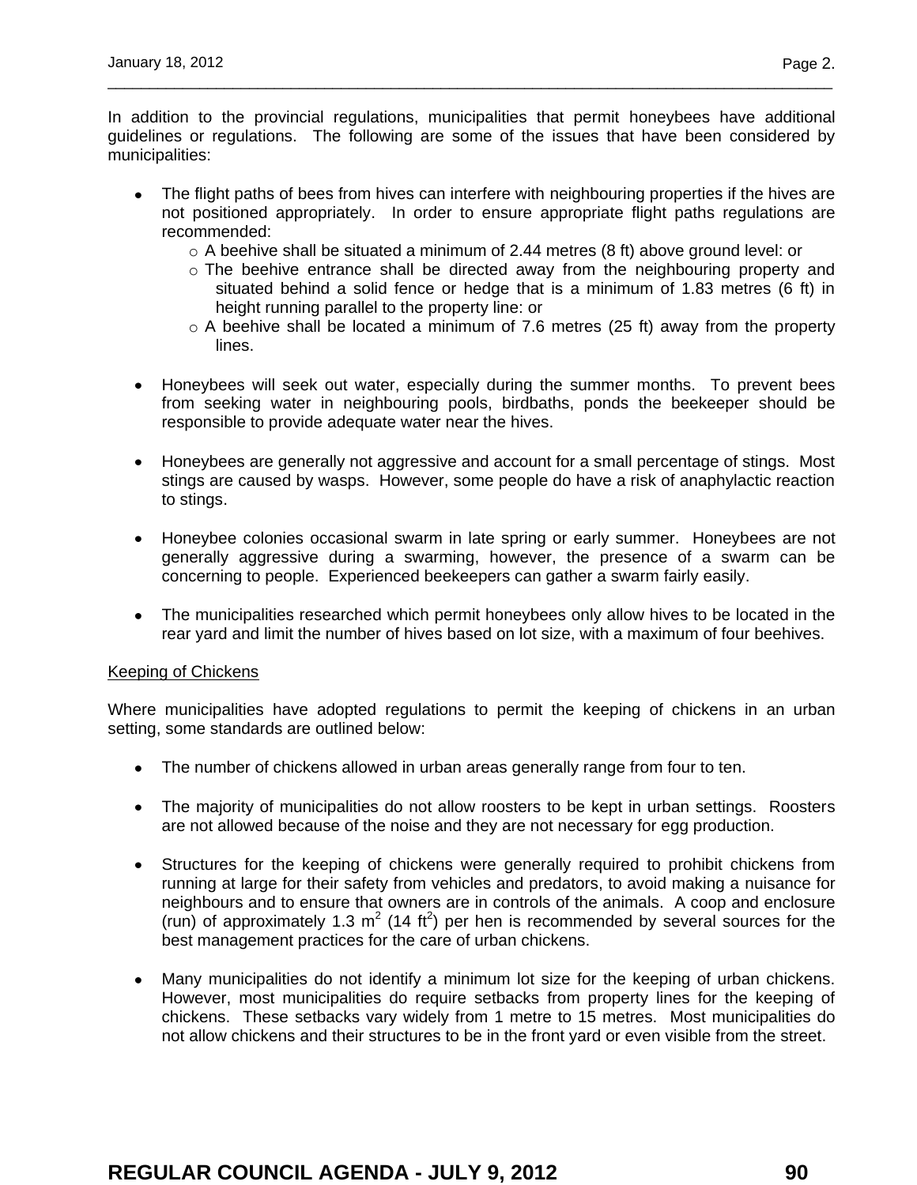In addition to the provincial regulations, municipalities that permit honeybees have additional guidelines or regulations. The following are some of the issues that have been considered by municipalities:

- The flight paths of bees from hives can interfere with neighbouring properties if the hives are not positioned appropriately. In order to ensure appropriate flight paths regulations are recommended:
    - A beehive shall be situated a minimum of 2.44 metres (8 ft) above ground level: or
    - The beehive entrance shall be directed away from the neighbouring property and situated behind a solid fence or hedge that is a minimum of 1.83 metres (6 ft) in height running parallel to the property line: or
    - A beehive shall be located a minimum of 7.6 metres (25 ft) away from the property lines.

- Honeybees will seek out water, especially during the summer months. To prevent bees from seeking water in neighbouring pools, birdbaths, ponds the beekeeper should be responsible to provide adequate water near the hives.

- Honeybees are generally not aggressive and account for a small percentage of stings. Most stings are caused by wasps. However, some people do have a risk of anaphylactic reaction to stings.

- Honeybee colonies occasional swarm in late spring or early summer. Honeybees are not generally aggressive during a swarming, however, the presence of a swarm can be concerning to people. Experienced beekeepers can gather a swarm fairly easily.

- The municipalities researched which permit honeybees only allow hives to be located in the rear yard and limit the number of hives based on lot size, with a maximum of four beehives.

<u>Keeping of Chickens</u>

Where municipalities have adopted regulations to permit the keeping of chickens in an urban setting, some standards are outlined below:

- The number of chickens allowed in urban areas generally range from four to ten.

- The majority of municipalities do not allow roosters to be kept in urban settings. Roosters are not allowed because of the noise and they are not necessary for egg production.

- Structures for the keeping of chickens were generally required to prohibit chickens from running at large for their safety from vehicles and predators, to avoid making a nuisance for neighbours and to ensure that owners are in controls of the animals. A coop and enclosure (run) of approximately 1.3 $m^2$ (14 $ft^2$) per hen is recommended by several sources for the best management practices for the care of urban chickens.

- Many municipalities do not identify a minimum lot size for the keeping of urban chickens. However, most municipalities do require setbacks from property lines for the keeping of chickens. These setbacks vary widely from 1 metre to 15 metres. Most municipalities do not allow chickens and their structures to be in the front yard or even visible from the street.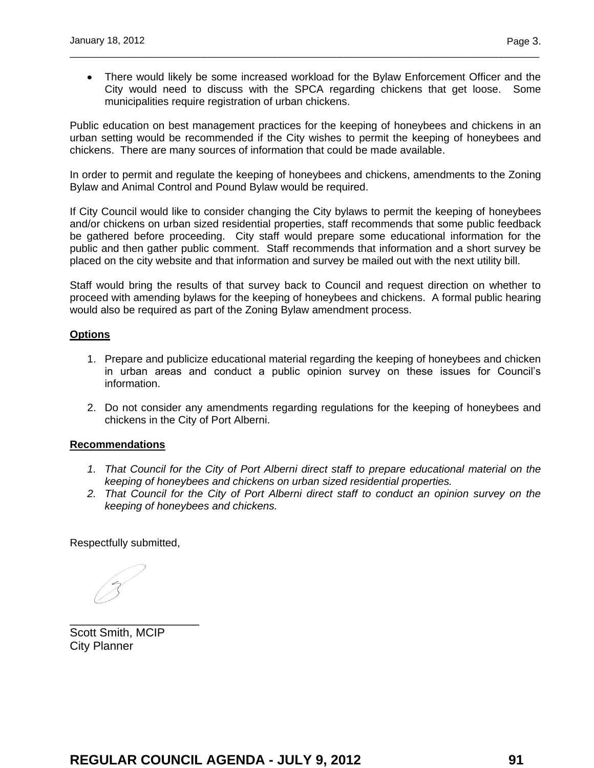- There would likely be some increased workload for the Bylaw Enforcement Officer and the City would need to discuss with the SPCA regarding chickens that get loose. Some municipalities require registration of urban chickens.

Public education on best management practices for the keeping of honeybees and chickens in an urban setting would be recommended if the City wishes to permit the keeping of honeybees and chickens. There are many sources of information that could be made available.

In order to permit and regulate the keeping of honeybees and chickens, amendments to the Zoning Bylaw and Animal Control and Pound Bylaw would be required.

If City Council would like to consider changing the City bylaws to permit the keeping of honeybees and/or chickens on urban sized residential properties, staff recommends that some public feedback be gathered before proceeding. City staff would prepare some educational information for the public and then gather public comment. Staff recommends that information and a short survey be placed on the city website and that information and survey be mailed out with the next utility bill.

Staff would bring the results of that survey back to Council and request direction on whether to proceed with amending bylaws for the keeping of honeybees and chickens. A formal public hearing would also be required as part of the Zoning Bylaw amendment process.

**Options**

1. Prepare and publicize educational material regarding the keeping of honeybees and chicken in urban areas and conduct a public opinion survey on these issues for Council's information.

2. Do not consider any amendments regarding regulations for the keeping of honeybees and chickens in the City of Port Alberni.

**Recommendations**

1. *That Council for the City of Port Alberni direct staff to prepare educational material on the keeping of honeybees and chickens on urban sized residential properties.*
2. *That Council for the City of Port Alberni direct staff to conduct an opinion survey on the keeping of honeybees and chickens.*

Respectfully submitted,

____________________
Scott Smith, MCIP
City Planner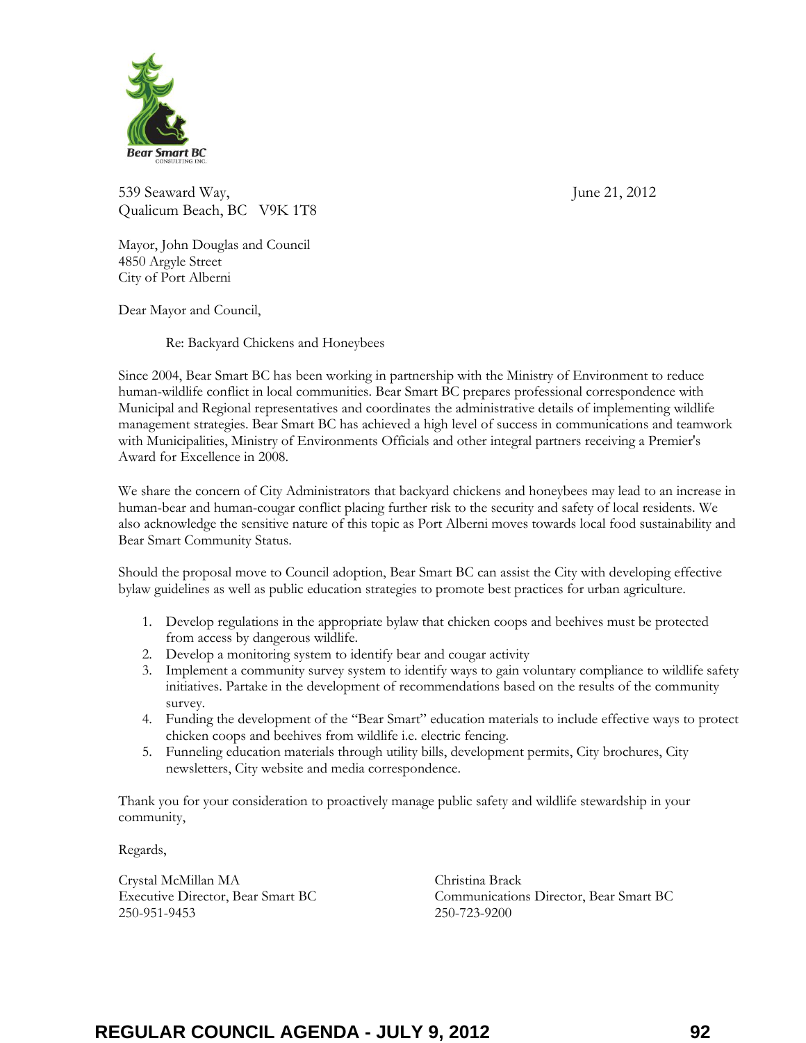Bear Smart BC
CONSULTING INC.

539 Seaward Way,
Qualicum Beach, BC V9K 1T8

June 21, 2012

Mayor, John Douglas and Council
4850 Argyle Street
City of Port Alberni

Dear Mayor and Council,

Re: Backyard Chickens and Honeybees

Since 2004, Bear Smart BC has been working in partnership with the Ministry of Environment to reduce human-wildlife conflict in local communities. Bear Smart BC prepares professional correspondence with Municipal and Regional representatives and coordinates the administrative details of implementing wildlife management strategies. Bear Smart BC has achieved a high level of success in communications and teamwork with Municipalities, Ministry of Environments Officials and other integral partners receiving a Premier's Award for Excellence in 2008.

We share the concern of City Administrators that backyard chickens and honeybees may lead to an increase in human-bear and human-cougar conflict placing further risk to the security and safety of local residents. We also acknowledge the sensitive nature of this topic as Port Alberni moves towards local food sustainability and Bear Smart Community Status.

Should the proposal move to Council adoption, Bear Smart BC can assist the City with developing effective bylaw guidelines as well as public education strategies to promote best practices for urban agriculture.

1. Develop regulations in the appropriate bylaw that chicken coops and beehives must be protected from access by dangerous wildlife.
2. Develop a monitoring system to identify bear and cougar activity
3. Implement a community survey system to identify ways to gain voluntary compliance to wildlife safety initiatives. Partake in the development of recommendations based on the results of the community survey.
4. Funding the development of the "Bear Smart" education materials to include effective ways to protect chicken coops and beehives from wildlife i.e. electric fencing.
5. Funneling education materials through utility bills, development permits, City brochures, City newsletters, City website and media correspondence.

Thank you for your consideration to proactively manage public safety and wildlife stewardship in your community,

Regards,

Crystal McMillan MA
Executive Director, Bear Smart BC
250-951-9453

Christina Brack
Communications Director, Bear Smart BC
250-723-9200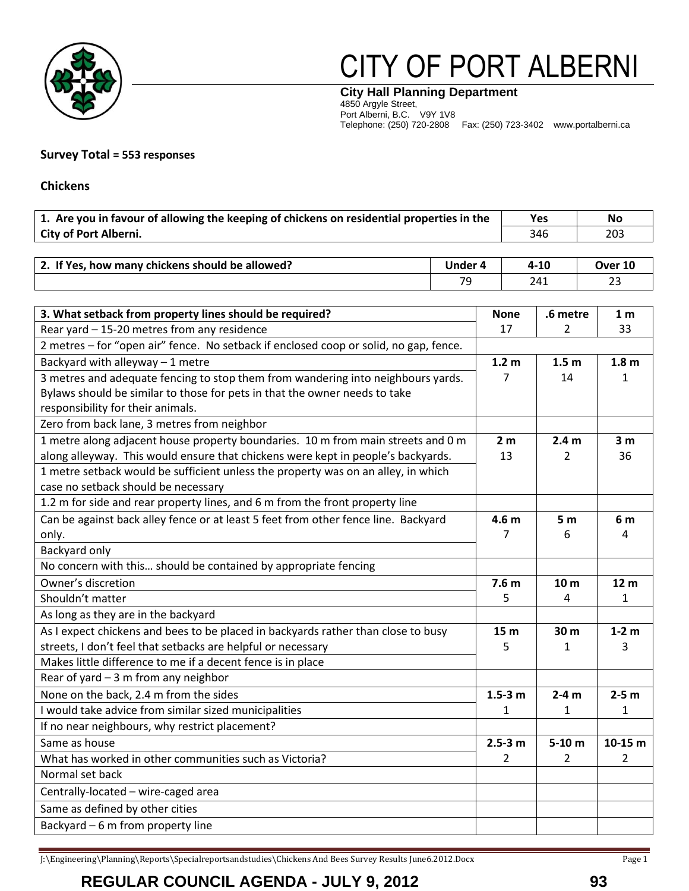# CITY OF PORT ALBERNI

**City Hall Planning Department**
4850 Argyle Street,
Port Alberni, B.C. V9Y 1V8
Telephone: (250) 720-2808 Fax: (250) 723-3402 www.portalberni.ca

**Survey Total = 553 responses**

**Chickens**

| 1. Are you in favour of allowing the keeping of chickens on residential properties in the City of Port Alberni. | Yes | No |
|---|---|---|
| | 346 | 203 |

| 2. If Yes, how many chickens should be allowed? | Under 4 | 4-10 | Over 10 |
|---|---|---|---|
| | 79 | 241 | 23 |

| 3. What setback from property lines should be required? | None | .6 metre | 1 m |
|---|---|---|---|
| Rear yard – 15-20 metres from any residence | 17 | 2 | 33 |
| 2 metres – for "open air" fence. No setback if enclosed coop or solid, no gap, fence. | | | |
| Backyard with alleyway – 1 metre | **1.2 m** | **1.5 m** | **1.8 m** |
| 3 metres and adequate fencing to stop them from wandering into neighbours yards. Bylaws should be similar to those for pets in that the owner needs to take responsibility for their animals. | 7 | 14 | 1 |
| Zero from back lane, 3 metres from neighbor | | | |
| 1 metre along adjacent house property boundaries. 10 m from main streets and 0 m along alleyway. This would ensure that chickens were kept in people's backyards. | **2 m** | **2.4 m** | **3 m** |
| 1 metre setback would be sufficient unless the property was on an alley, in which case no setback should be necessary | 13 | 2 | 36 |
| 1.2 m for side and rear property lines, and 6 m from the front property line | | | |
| Can be against back alley fence or at least 5 feet from other fence line. Backyard only. | **4.6 m** | **5 m** | **6 m** |
| Backyard only | 7 | 6 | 4 |
| No concern with this… should be contained by appropriate fencing | | | |
| Owner's discretion | **7.6 m** | **10 m** | **12 m** |
| Shouldn't matter | 5 | 4 | 1 |
| As long as they are in the backyard | | | |
| As I expect chickens and bees to be placed in backyards rather than close to busy streets, I don't feel that setbacks are helpful or necessary | **15 m** | **30 m** | **1-2 m** |
| Makes little difference to me if a decent fence is in place | 5 | 1 | 3 |
| Rear of yard – 3 m from any neighbor | | | |
| None on the back, 2.4 m from the sides | **1.5-3 m** | **2-4 m** | **2-5 m** |
| I would take advice from similar sized municipalities | 1 | 1 | 1 |
| If no near neighbours, why restrict placement? | | | |
| Same as house | **2.5-3 m** | **5-10 m** | **10-15 m** |
| What has worked in other communities such as Victoria? | 2 | 2 | 2 |
| Normal set back | | | |
| Centrally-located – wire-caged area | | | |
| Same as defined by other cities | | | |
| Backyard – 6 m from property line | | | |

J:\Engineering\Planning\Reports\Specialreportsandstudies\Chickens And Bees Survey Results June6.2012.Docx

REGULAR COUNCIL AGENDA - JULY 9, 2012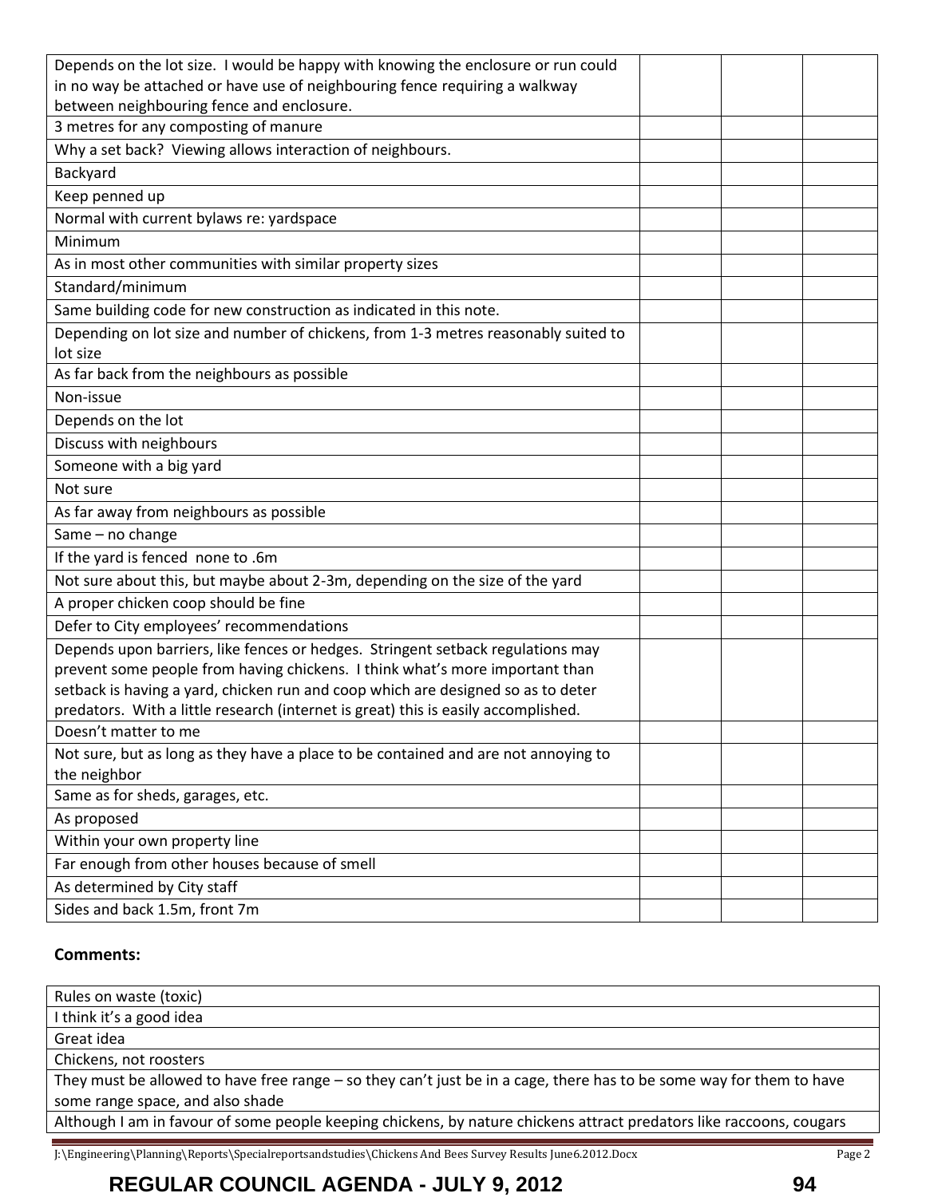| | | | |
|---|---|---|---|
| Depends on the lot size. I would be happy with knowing the enclosure or run could in no way be attached or have use of neighbouring fence requiring a walkway between neighbouring fence and enclosure. | | | |
| 3 metres for any composting of manure | | | |
| Why a set back? Viewing allows interaction of neighbours. | | | |
| Backyard | | | |
| Keep penned up | | | |
| Normal with current bylaws re: yardspace | | | |
| Minimum | | | |
| As in most other communities with similar property sizes | | | |
| Standard/minimum | | | |
| Same building code for new construction as indicated in this note. | | | |
| Depending on lot size and number of chickens, from 1-3 metres reasonably suited to lot size | | | |
| As far back from the neighbours as possible | | | |
| Non-issue | | | |
| Depends on the lot | | | |
| Discuss with neighbours | | | |
| Someone with a big yard | | | |
| Not sure | | | |
| As far away from neighbours as possible | | | |
| Same – no change | | | |
| If the yard is fenced none to .6m | | | |
| Not sure about this, but maybe about 2-3m, depending on the size of the yard | | | |
| A proper chicken coop should be fine | | | |
| Defer to City employees' recommendations | | | |
| Depends upon barriers, like fences or hedges. Stringent setback regulations may prevent some people from having chickens. I think what's more important than setback is having a yard, chicken run and coop which are designed so as to deter predators. With a little research (internet is great) this is easily accomplished. | | | |
| Doesn't matter to me | | | |
| Not sure, but as long as they have a place to be contained and are not annoying to the neighbor | | | |
| Same as for sheds, garages, etc. | | | |
| As proposed | | | |
| Within your own property line | | | |
| Far enough from other houses because of smell | | | |
| As determined by City staff | | | |
| Sides and back 1.5m, front 7m | | | |

**Comments:**

| |
|---|
| Rules on waste (toxic) |
| I think it's a good idea |
| Great idea |
| Chickens, not roosters |
| They must be allowed to have free range – so they can't just be in a cage, there has to be some way for them to have some range space, and also shade |
| Although I am in favour of some people keeping chickens, by nature chickens attract predators like raccoons, cougars |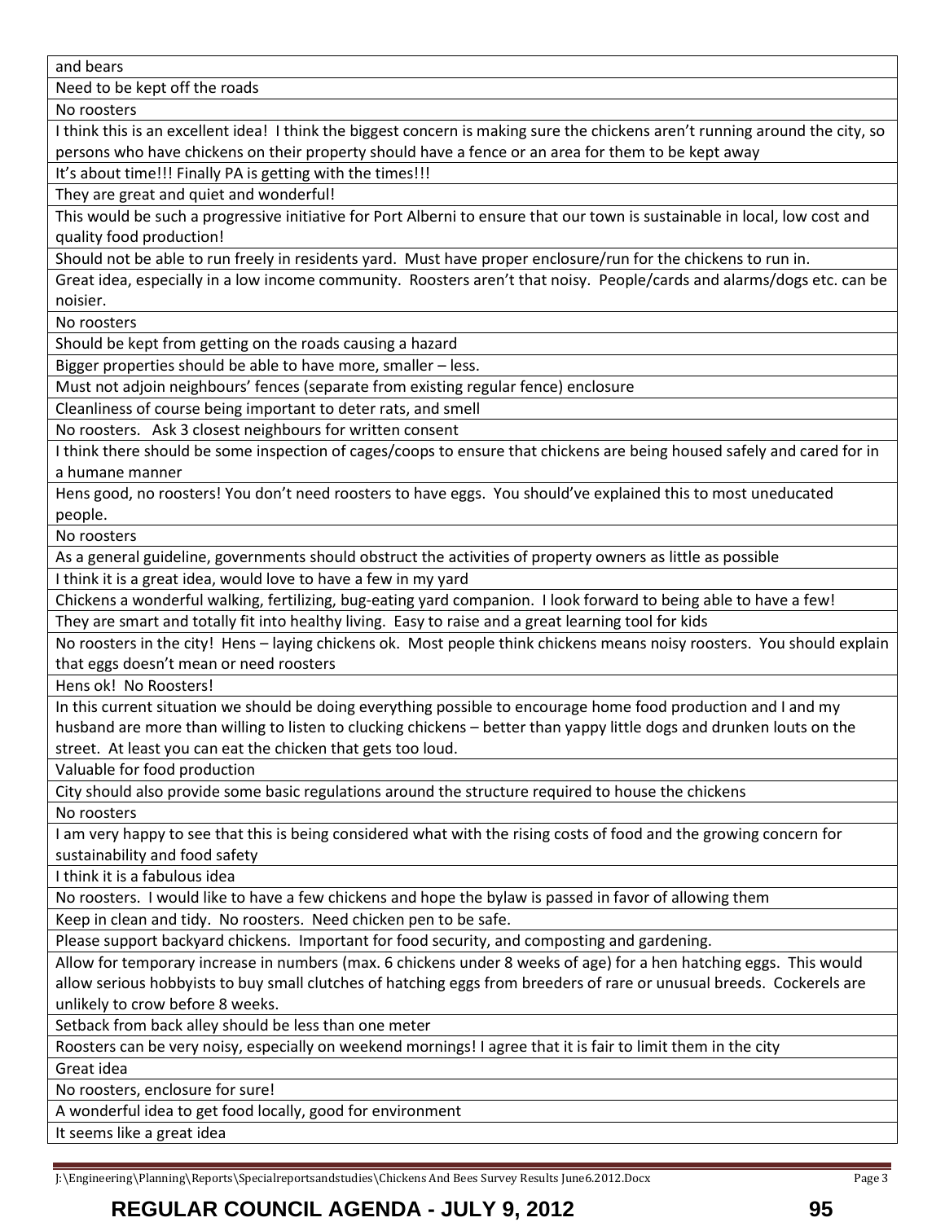| and bears |
|---|
| Need to be kept off the roads |
| No roosters |
| I think this is an excellent idea! I think the biggest concern is making sure the chickens aren't running around the city, so persons who have chickens on their property should have a fence or an area for them to be kept away |
| It's about time!!! Finally PA is getting with the times!!! |
| They are great and quiet and wonderful! |
| This would be such a progressive initiative for Port Alberni to ensure that our town is sustainable in local, low cost and quality food production! |
| Should not be able to run freely in residents yard. Must have proper enclosure/run for the chickens to run in. |
| Great idea, especially in a low income community. Roosters aren't that noisy. People/cards and alarms/dogs etc. can be noisier. |
| No roosters |
| Should be kept from getting on the roads causing a hazard |
| Bigger properties should be able to have more, smaller – less. |
| Must not adjoin neighbours' fences (separate from existing regular fence) enclosure |
| Cleanliness of course being important to deter rats, and smell |
| No roosters. Ask 3 closest neighbours for written consent |
| I think there should be some inspection of cages/coops to ensure that chickens are being housed safely and cared for in a humane manner |
| Hens good, no roosters! You don't need roosters to have eggs. You should've explained this to most uneducated people. |
| No roosters |
| As a general guideline, governments should obstruct the activities of property owners as little as possible |
| I think it is a great idea, would love to have a few in my yard |
| Chickens a wonderful walking, fertilizing, bug-eating yard companion. I look forward to being able to have a few! |
| They are smart and totally fit into healthy living. Easy to raise and a great learning tool for kids |
| No roosters in the city! Hens – laying chickens ok. Most people think chickens means noisy roosters. You should explain that eggs doesn't mean or need roosters |
| Hens ok! No Roosters! |
| In this current situation we should be doing everything possible to encourage home food production and I and my husband are more than willing to listen to clucking chickens – better than yappy little dogs and drunken louts on the street. At least you can eat the chicken that gets too loud. |
| Valuable for food production |
| City should also provide some basic regulations around the structure required to house the chickens |
| No roosters |
| I am very happy to see that this is being considered what with the rising costs of food and the growing concern for sustainability and food safety |
| I think it is a fabulous idea |
| No roosters. I would like to have a few chickens and hope the bylaw is passed in favor of allowing them |
| Keep in clean and tidy. No roosters. Need chicken pen to be safe. |
| Please support backyard chickens. Important for food security, and composting and gardening. |
| Allow for temporary increase in numbers (max. 6 chickens under 8 weeks of age) for a hen hatching eggs. This would allow serious hobbyists to buy small clutches of hatching eggs from breeders of rare or unusual breeds. Cockerels are unlikely to crow before 8 weeks. |
| Setback from back alley should be less than one meter |
| Roosters can be very noisy, especially on weekend mornings! I agree that it is fair to limit them in the city |
| Great idea |
| No roosters, enclosure for sure! |
| A wonderful idea to get food locally, good for environment |
| It seems like a great idea |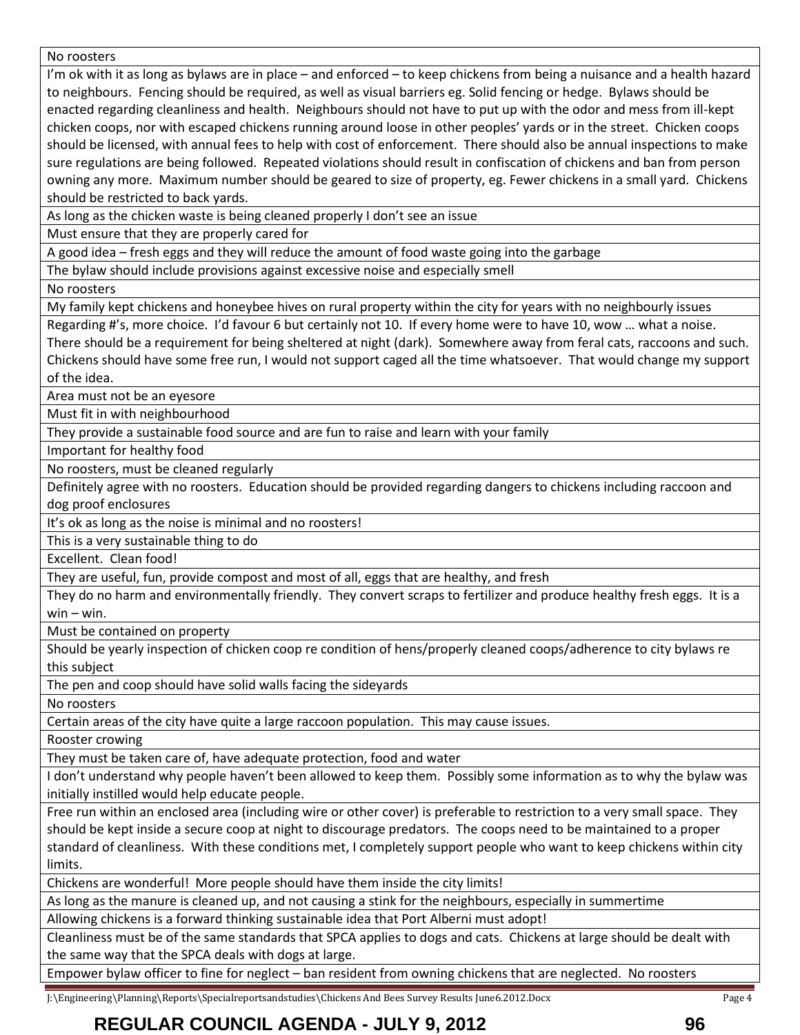| No roosters |
|---|
| I'm ok with it as long as bylaws are in place – and enforced – to keep chickens from being a nuisance and a health hazard to neighbours. Fencing should be required, as well as visual barriers eg. Solid fencing or hedge. Bylaws should be enacted regarding cleanliness and health. Neighbours should not have to put up with the odor and mess from ill-kept chicken coops, nor with escaped chickens running around loose in other peoples' yards or in the street. Chicken coops should be licensed, with annual fees to help with cost of enforcement. There should also be annual inspections to make sure regulations are being followed. Repeated violations should result in confiscation of chickens and ban from person owning any more. Maximum number should be geared to size of property, eg. Fewer chickens in a small yard. Chickens should be restricted to back yards. |
| As long as the chicken waste is being cleaned properly I don't see an issue |
| Must ensure that they are properly cared for |
| A good idea – fresh eggs and they will reduce the amount of food waste going into the garbage |
| The bylaw should include provisions against excessive noise and especially smell |
| No roosters |
| My family kept chickens and honeybee hives on rural property within the city for years with no neighbourly issues |
| Regarding #'s, more choice. I'd favour 6 but certainly not 10. If every home were to have 10, wow … what a noise. There should be a requirement for being sheltered at night (dark). Somewhere away from feral cats, raccoons and such. Chickens should have some free run, I would not support caged all the time whatsoever. That would change my support of the idea. |
| Area must not be an eyesore |
| Must fit in with neighbourhood |
| They provide a sustainable food source and are fun to raise and learn with your family |
| Important for healthy food |
| No roosters, must be cleaned regularly |
| Definitely agree with no roosters. Education should be provided regarding dangers to chickens including raccoon and dog proof enclosures |
| It's ok as long as the noise is minimal and no roosters! |
| This is a very sustainable thing to do |
| Excellent. Clean food! |
| They are useful, fun, provide compost and most of all, eggs that are healthy, and fresh |
| They do no harm and environmentally friendly. They convert scraps to fertilizer and produce healthy fresh eggs. It is a win – win. |
| Must be contained on property |
| Should be yearly inspection of chicken coop re condition of hens/properly cleaned coops/adherence to city bylaws re this subject |
| The pen and coop should have solid walls facing the sideyards |
| No roosters |
| Certain areas of the city have quite a large raccoon population. This may cause issues. |
| Rooster crowing |
| They must be taken care of, have adequate protection, food and water |
| I don't understand why people haven't been allowed to keep them. Possibly some information as to why the bylaw was initially instilled would help educate people. |
| Free run within an enclosed area (including wire or other cover) is preferable to restriction to a very small space. They should be kept inside a secure coop at night to discourage predators. The coops need to be maintained to a proper standard of cleanliness. With these conditions met, I completely support people who want to keep chickens within city limits. |
| Chickens are wonderful! More people should have them inside the city limits! |
| As long as the manure is cleaned up, and not causing a stink for the neighbours, especially in summertime |
| Allowing chickens is a forward thinking sustainable idea that Port Alberni must adopt! |
| Cleanliness must be of the same standards that SPCA applies to dogs and cats. Chickens at large should be dealt with the same way that the SPCA deals with dogs at large. |
| Empower bylaw officer to fine for neglect – ban resident from owning chickens that are neglected. No roosters |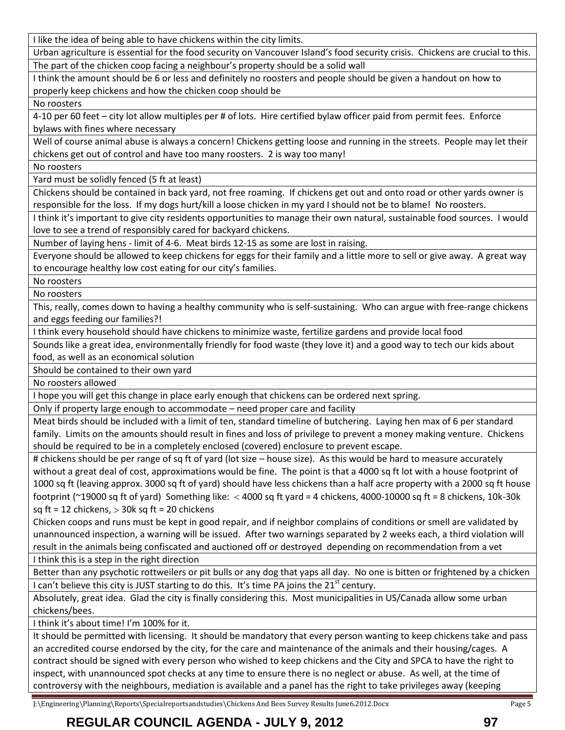| I like the idea of being able to have chickens within the city limits. |
|---|
| Urban agriculture is essential for the food security on Vancouver Island's food security crisis. Chickens are crucial to this. |
| The part of the chicken coop facing a neighbour's property should be a solid wall |
| I think the amount should be 6 or less and definitely no roosters and people should be given a handout on how to properly keep chickens and how the chicken coop should be |
| No roosters |
| 4-10 per 60 feet – city lot allow multiples per # of lots. Hire certified bylaw officer paid from permit fees. Enforce bylaws with fines where necessary |
| Well of course animal abuse is always a concern! Chickens getting loose and running in the streets. People may let their chickens get out of control and have too many roosters. 2 is way too many! |
| No roosters |
| Yard must be solidly fenced (5 ft at least) |
| Chickens should be contained in back yard, not free roaming. If chickens get out and onto road or other yards owner is responsible for the loss. If my dogs hurt/kill a loose chicken in my yard I should not be to blame! No roosters. |
| I think it's important to give city residents opportunities to manage their own natural, sustainable food sources. I would love to see a trend of responsibly cared for backyard chickens. |
| Number of laying hens - limit of 4-6. Meat birds 12-15 as some are lost in raising. |
| Everyone should be allowed to keep chickens for eggs for their family and a little more to sell or give away. A great way to encourage healthy low cost eating for our city's families. |
| No roosters |
| No roosters |
| This, really, comes down to having a healthy community who is self-sustaining. Who can argue with free-range chickens and eggs feeding our families?! |
| I think every household should have chickens to minimize waste, fertilize gardens and provide local food |
| Sounds like a great idea, environmentally friendly for food waste (they love it) and a good way to tech our kids about food, as well as an economical solution |
| Should be contained to their own yard |
| No roosters allowed |
| I hope you will get this change in place early enough that chickens can be ordered next spring. |
| Only if property large enough to accommodate – need proper care and facility |
| Meat birds should be included with a limit of ten, standard timeline of butchering. Laying hen max of 6 per standard family. Limits on the amounts should result in fines and loss of privilege to prevent a money making venture. Chickens should be required to be in a completely enclosed (covered) enclosure to prevent escape. |
| # chickens should be per range of sq ft of yard (lot size – house size). As this would be hard to measure accurately without a great deal of cost, approximations would be fine. The point is that a 4000 sq ft lot with a house footprint of 1000 sq ft (leaving approx. 3000 sq ft of yard) should have less chickens than a half acre property with a 2000 sq ft house footprint (~19000 sq ft of yard) Something like: < 4000 sq ft yard = 4 chickens, 4000-10000 sq ft = 8 chickens, 10k-30k sq ft = 12 chickens, > 30k sq ft = 20 chickens<br>Chicken coops and runs must be kept in good repair, and if neighbor complains of conditions or smell are validated by unannounced inspection, a warning will be issued. After two warnings separated by 2 weeks each, a third violation will result in the animals being confiscated and auctioned off or destroyed depending on recommendation from a vet |
| I think this is a step in the right direction |
| Better than any psychotic rottweilers or pit bulls or any dog that yaps all day. No one is bitten or frightened by a chicken |
| I can't believe this city is JUST starting to do this. It's time PA joins the 21st century. |
| Absolutely, great idea. Glad the city is finally considering this. Most municipalities in US/Canada allow some urban chickens/bees. |
| I think it's about time! I'm 100% for it. |
| It should be permitted with licensing. It should be mandatory that every person wanting to keep chickens take and pass an accredited course endorsed by the city, for the care and maintenance of the animals and their housing/cages. A contract should be signed with every person who wished to keep chickens and the City and SPCA to have the right to inspect, with unannounced spot checks at any time to ensure there is no neglect or abuse. As well, at the time of controversy with the neighbours, mediation is available and a panel has the right to take privileges away (keeping |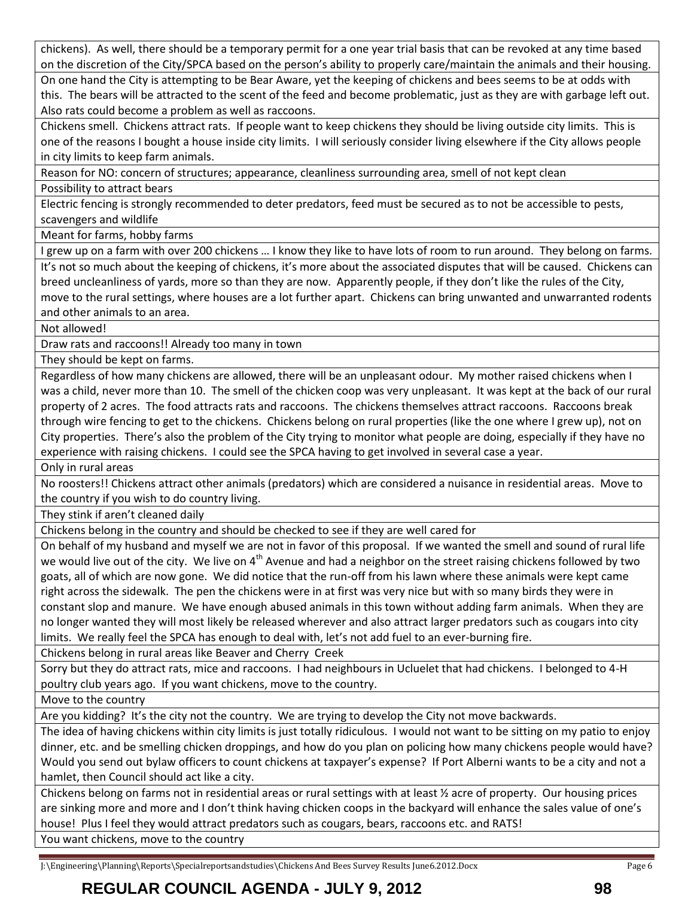| |
|---|
| chickens). As well, there should be a temporary permit for a one year trial basis that can be revoked at any time based on the discretion of the City/SPCA based on the person's ability to properly care/maintain the animals and their housing. |
| On one hand the City is attempting to be Bear Aware, yet the keeping of chickens and bees seems to be at odds with this. The bears will be attracted to the scent of the feed and become problematic, just as they are with garbage left out. Also rats could become a problem as well as raccoons. |
| Chickens smell. Chickens attract rats. If people want to keep chickens they should be living outside city limits. This is one of the reasons I bought a house inside city limits. I will seriously consider living elsewhere if the City allows people in city limits to keep farm animals. |
| Reason for NO: concern of structures; appearance, cleanliness surrounding area, smell of not kept clean |
| Possibility to attract bears |
| Electric fencing is strongly recommended to deter predators, feed must be secured as to not be accessible to pests, scavengers and wildlife |
| Meant for farms, hobby farms |
| I grew up on a farm with over 200 chickens … I know they like to have lots of room to run around. They belong on farms. |
| It's not so much about the keeping of chickens, it's more about the associated disputes that will be caused. Chickens can breed uncleanliness of yards, more so than they are now. Apparently people, if they don't like the rules of the City, move to the rural settings, where houses are a lot further apart. Chickens can bring unwanted and unwarranted rodents and other animals to an area. |
| Not allowed! |
| Draw rats and raccoons!! Already too many in town |
| They should be kept on farms. |
| Regardless of how many chickens are allowed, there will be an unpleasant odour. My mother raised chickens when I was a child, never more than 10. The smell of the chicken coop was very unpleasant. It was kept at the back of our rural property of 2 acres. The food attracts rats and raccoons. The chickens themselves attract raccoons. Raccoons break through wire fencing to get to the chickens. Chickens belong on rural properties (like the one where I grew up), not on City properties. There's also the problem of the City trying to monitor what people are doing, especially if they have no experience with raising chickens. I could see the SPCA having to get involved in several case a year. |
| Only in rural areas |
| No roosters!! Chickens attract other animals (predators) which are considered a nuisance in residential areas. Move to the country if you wish to do country living. |
| They stink if aren't cleaned daily |
| Chickens belong in the country and should be checked to see if they are well cared for |
| On behalf of my husband and myself we are not in favor of this proposal. If we wanted the smell and sound of rural life we would live out of the city. We live on 4th Avenue and had a neighbor on the street raising chickens followed by two goats, all of which are now gone. We did notice that the run-off from his lawn where these animals were kept came right across the sidewalk. The pen the chickens were in at first was very nice but with so many birds they were in constant slop and manure. We have enough abused animals in this town without adding farm animals. When they are no longer wanted they will most likely be released wherever and also attract larger predators such as cougars into city limits. We really feel the SPCA has enough to deal with, let's not add fuel to an ever-burning fire. |
| Chickens belong in rural areas like Beaver and Cherry Creek |
| Sorry but they do attract rats, mice and raccoons. I had neighbours in Ucluelet that had chickens. I belonged to 4-H poultry club years ago. If you want chickens, move to the country. |
| Move to the country |
| Are you kidding? It's the city not the country. We are trying to develop the City not move backwards. |
| The idea of having chickens within city limits is just totally ridiculous. I would not want to be sitting on my patio to enjoy dinner, etc. and be smelling chicken droppings, and how do you plan on policing how many chickens people would have? Would you send out bylaw officers to count chickens at taxpayer's expense? If Port Alberni wants to be a city and not a hamlet, then Council should act like a city. |
| Chickens belong on farms not in residential areas or rural settings with at least ½ acre of property. Our housing prices are sinking more and more and I don't think having chicken coops in the backyard will enhance the sales value of one's house! Plus I feel they would attract predators such as cougars, bears, raccoons etc. and RATS! |
| You want chickens, move to the country |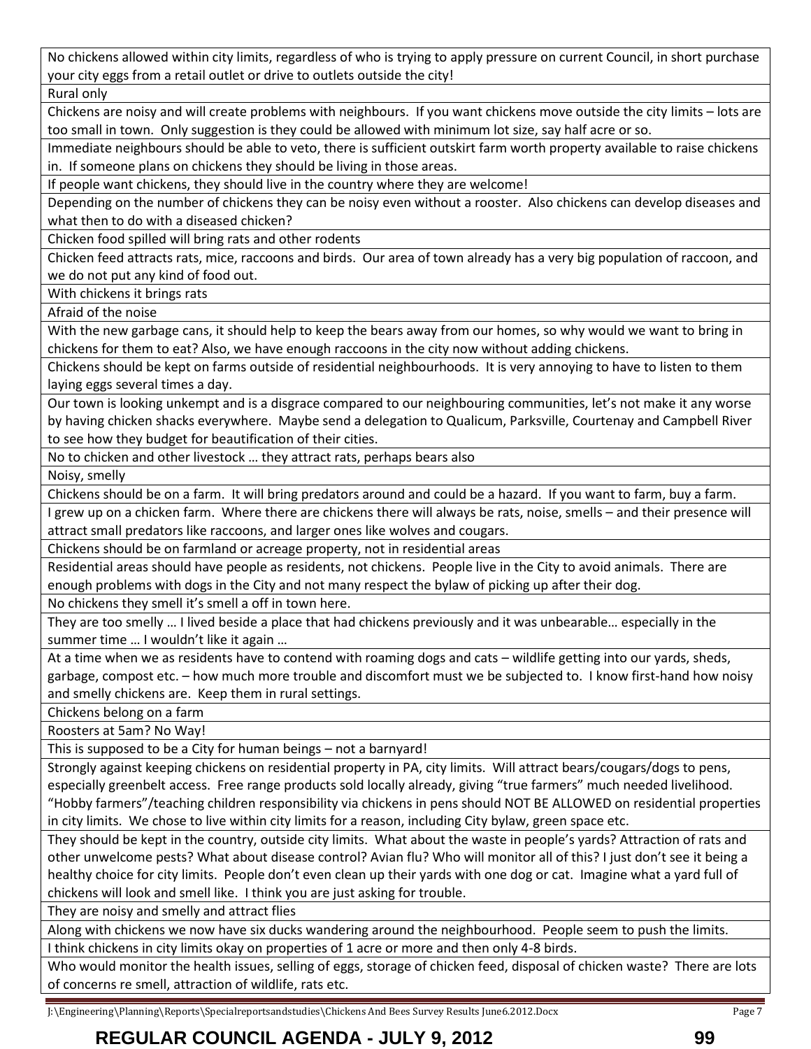| No chickens allowed within city limits, regardless of who is trying to apply pressure on current Council, in short purchase your city eggs from a retail outlet or drive to outlets outside the city! |
|---|
| Rural only |
| Chickens are noisy and will create problems with neighbours. If you want chickens move outside the city limits – lots are too small in town. Only suggestion is they could be allowed with minimum lot size, say half acre or so. |
| Immediate neighbours should be able to veto, there is sufficient outskirt farm worth property available to raise chickens in. If someone plans on chickens they should be living in those areas. |
| If people want chickens, they should live in the country where they are welcome! |
| Depending on the number of chickens they can be noisy even without a rooster. Also chickens can develop diseases and what then to do with a diseased chicken? |
| Chicken food spilled will bring rats and other rodents |
| Chicken feed attracts rats, mice, raccoons and birds. Our area of town already has a very big population of raccoon, and we do not put any kind of food out. |
| With chickens it brings rats |
| Afraid of the noise |
| With the new garbage cans, it should help to keep the bears away from our homes, so why would we want to bring in chickens for them to eat? Also, we have enough raccoons in the city now without adding chickens. |
| Chickens should be kept on farms outside of residential neighbourhoods. It is very annoying to have to listen to them laying eggs several times a day. |
| Our town is looking unkempt and is a disgrace compared to our neighbouring communities, let's not make it any worse by having chicken shacks everywhere. Maybe send a delegation to Qualicum, Parksville, Courtenay and Campbell River to see how they budget for beautification of their cities. |
| No to chicken and other livestock … they attract rats, perhaps bears also |
| Noisy, smelly |
| Chickens should be on a farm. It will bring predators around and could be a hazard. If you want to farm, buy a farm. |
| I grew up on a chicken farm. Where there are chickens there will always be rats, noise, smells – and their presence will attract small predators like raccoons, and larger ones like wolves and cougars. |
| Chickens should be on farmland or acreage property, not in residential areas |
| Residential areas should have people as residents, not chickens. People live in the City to avoid animals. There are enough problems with dogs in the City and not many respect the bylaw of picking up after their dog. |
| No chickens they smell it's smell a off in town here. |
| They are too smelly … I lived beside a place that had chickens previously and it was unbearable… especially in the summer time … I wouldn't like it again … |
| At a time when we as residents have to contend with roaming dogs and cats – wildlife getting into our yards, sheds, garbage, compost etc. – how much more trouble and discomfort must we be subjected to. I know first-hand how noisy and smelly chickens are. Keep them in rural settings. |
| Chickens belong on a farm |
| Roosters at 5am? No Way! |
| This is supposed to be a City for human beings – not a barnyard! |
| Strongly against keeping chickens on residential property in PA, city limits. Will attract bears/cougars/dogs to pens, especially greenbelt access. Free range products sold locally already, giving "true farmers" much needed livelihood. "Hobby farmers"/teaching children responsibility via chickens in pens should NOT BE ALLOWED on residential properties in city limits. We chose to live within city limits for a reason, including City bylaw, green space etc. |
| They should be kept in the country, outside city limits. What about the waste in people's yards? Attraction of rats and other unwelcome pests? What about disease control? Avian flu? Who will monitor all of this? I just don't see it being a healthy choice for city limits. People don't even clean up their yards with one dog or cat. Imagine what a yard full of chickens will look and smell like. I think you are just asking for trouble. |
| They are noisy and smelly and attract flies |
| Along with chickens we now have six ducks wandering around the neighbourhood. People seem to push the limits. |
| I think chickens in city limits okay on properties of 1 acre or more and then only 4-8 birds. |
| Who would monitor the health issues, selling of eggs, storage of chicken feed, disposal of chicken waste? There are lots of concerns re smell, attraction of wildlife, rats etc. |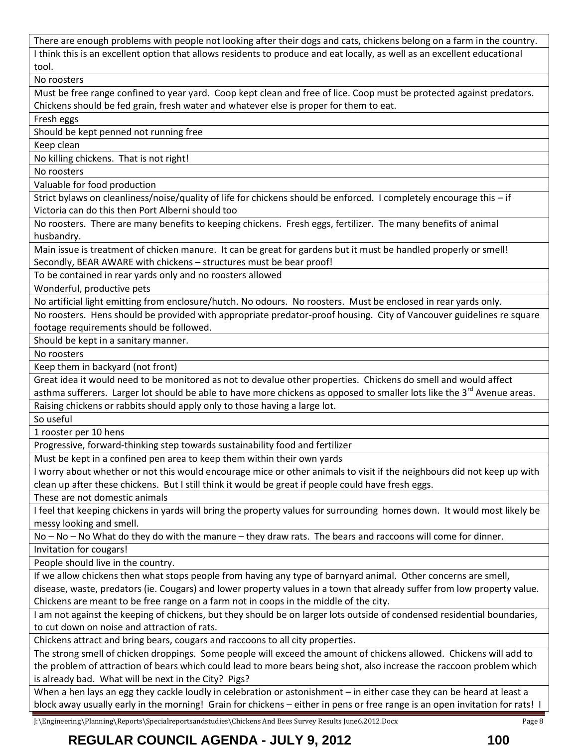| |
|---|
| There are enough problems with people not looking after their dogs and cats, chickens belong on a farm in the country. |
| I think this is an excellent option that allows residents to produce and eat locally, as well as an excellent educational tool. |
| No roosters |
| Must be free range confined to year yard. Coop kept clean and free of lice. Coop must be protected against predators. Chickens should be fed grain, fresh water and whatever else is proper for them to eat. |
| Fresh eggs |
| Should be kept penned not running free |
| Keep clean |
| No killing chickens. That is not right! |
| No roosters |
| Valuable for food production |
| Strict bylaws on cleanliness/noise/quality of life for chickens should be enforced. I completely encourage this – if Victoria can do this then Port Alberni should too |
| No roosters. There are many benefits to keeping chickens. Fresh eggs, fertilizer. The many benefits of animal husbandry. |
| Main issue is treatment of chicken manure. It can be great for gardens but it must be handled properly or smell! Secondly, BEAR AWARE with chickens – structures must be bear proof! |
| To be contained in rear yards only and no roosters allowed |
| Wonderful, productive pets |
| No artificial light emitting from enclosure/hutch. No odours. No roosters. Must be enclosed in rear yards only. |
| No roosters. Hens should be provided with appropriate predator-proof housing. City of Vancouver guidelines re square footage requirements should be followed. |
| Should be kept in a sanitary manner. |
| No roosters |
| Keep them in backyard (not front) |
| Great idea it would need to be monitored as not to devalue other properties. Chickens do smell and would affect asthma sufferers. Larger lot should be able to have more chickens as opposed to smaller lots like the 3rd Avenue areas. |
| Raising chickens or rabbits should apply only to those having a large lot. |
| So useful |
| 1 rooster per 10 hens |
| Progressive, forward-thinking step towards sustainability food and fertilizer |
| Must be kept in a confined pen area to keep them within their own yards |
| I worry about whether or not this would encourage mice or other animals to visit if the neighbours did not keep up with clean up after these chickens. But I still think it would be great if people could have fresh eggs. |
| These are not domestic animals |
| I feel that keeping chickens in yards will bring the property values for surrounding homes down. It would most likely be messy looking and smell. |
| No – No – No What do they do with the manure – they draw rats. The bears and raccoons will come for dinner. |
| Invitation for cougars! |
| People should live in the country. |
| If we allow chickens then what stops people from having any type of barnyard animal. Other concerns are smell, disease, waste, predators (ie. Cougars) and lower property values in a town that already suffer from low property value. Chickens are meant to be free range on a farm not in coops in the middle of the city. |
| I am not against the keeping of chickens, but they should be on larger lots outside of condensed residential boundaries, to cut down on noise and attraction of rats. |
| Chickens attract and bring bears, cougars and raccoons to all city properties. |
| The strong smell of chicken droppings. Some people will exceed the amount of chickens allowed. Chickens will add to the problem of attraction of bears which could lead to more bears being shot, also increase the raccoon problem which is already bad. What will be next in the City? Pigs? |
| When a hen lays an egg they cackle loudly in celebration or astonishment – in either case they can be heard at least a block away usually early in the morning! Grain for chickens – either in pens or free range is an open invitation for rats! I |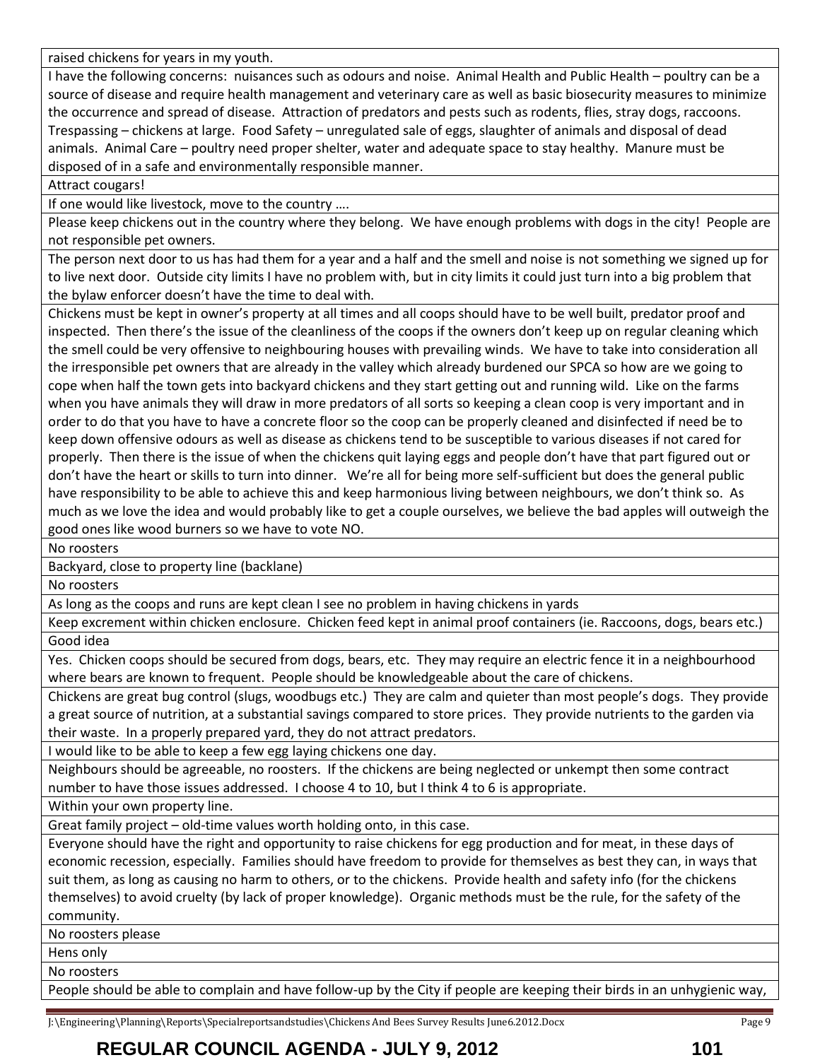| raised chickens for years in my youth. |
|---|
| I have the following concerns: nuisances such as odours and noise. Animal Health and Public Health – poultry can be a source of disease and require health management and veterinary care as well as basic biosecurity measures to minimize the occurrence and spread of disease. Attraction of predators and pests such as rodents, flies, stray dogs, raccoons. Trespassing – chickens at large. Food Safety – unregulated sale of eggs, slaughter of animals and disposal of dead animals. Animal Care – poultry need proper shelter, water and adequate space to stay healthy. Manure must be disposed of in a safe and environmentally responsible manner. |
| Attract cougars! |
| If one would like livestock, move to the country …. |
| Please keep chickens out in the country where they belong. We have enough problems with dogs in the city! People are not responsible pet owners. |
| The person next door to us has had them for a year and a half and the smell and noise is not something we signed up for to live next door. Outside city limits I have no problem with, but in city limits it could just turn into a big problem that the bylaw enforcer doesn't have the time to deal with. |
| Chickens must be kept in owner's property at all times and all coops should have to be well built, predator proof and inspected. Then there's the issue of the cleanliness of the coops if the owners don't keep up on regular cleaning which the smell could be very offensive to neighbouring houses with prevailing winds. We have to take into consideration all the irresponsible pet owners that are already in the valley which already burdened our SPCA so how are we going to cope when half the town gets into backyard chickens and they start getting out and running wild. Like on the farms when you have animals they will draw in more predators of all sorts so keeping a clean coop is very important and in order to do that you have to have a concrete floor so the coop can be properly cleaned and disinfected if need be to keep down offensive odours as well as disease as chickens tend to be susceptible to various diseases if not cared for properly. Then there is the issue of when the chickens quit laying eggs and people don't have that part figured out or don't have the heart or skills to turn into dinner. We're all for being more self-sufficient but does the general public have responsibility to be able to achieve this and keep harmonious living between neighbours, we don't think so. As much as we love the idea and would probably like to get a couple ourselves, we believe the bad apples will outweigh the good ones like wood burners so we have to vote NO. |
| No roosters |
| Backyard, close to property line (backlane) |
| No roosters |
| As long as the coops and runs are kept clean I see no problem in having chickens in yards |
| Keep excrement within chicken enclosure. Chicken feed kept in animal proof containers (ie. Raccoons, dogs, bears etc.) |
| Good idea |
| Yes. Chicken coops should be secured from dogs, bears, etc. They may require an electric fence it in a neighbourhood where bears are known to frequent. People should be knowledgeable about the care of chickens. |
| Chickens are great bug control (slugs, woodbugs etc.) They are calm and quieter than most people's dogs. They provide a great source of nutrition, at a substantial savings compared to store prices. They provide nutrients to the garden via their waste. In a properly prepared yard, they do not attract predators. |
| I would like to be able to keep a few egg laying chickens one day. |
| Neighbours should be agreeable, no roosters. If the chickens are being neglected or unkempt then some contract number to have those issues addressed. I choose 4 to 10, but I think 4 to 6 is appropriate. |
| Within your own property line. |
| Great family project – old-time values worth holding onto, in this case. |
| Everyone should have the right and opportunity to raise chickens for egg production and for meat, in these days of economic recession, especially. Families should have freedom to provide for themselves as best they can, in ways that suit them, as long as causing no harm to others, or to the chickens. Provide health and safety info (for the chickens themselves) to avoid cruelty (by lack of proper knowledge). Organic methods must be the rule, for the safety of the community. |
| No roosters please |
| Hens only |
| No roosters |
| People should be able to complain and have follow-up by the City if people are keeping their birds in an unhygienic way, |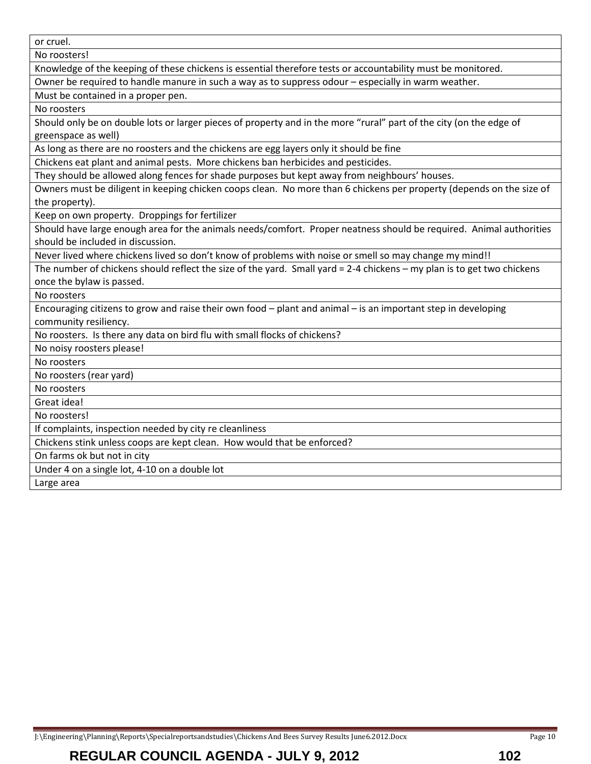| or cruel. |
|---|
| No roosters! |
| Knowledge of the keeping of these chickens is essential therefore tests or accountability must be monitored. |
| Owner be required to handle manure in such a way as to suppress odour – especially in warm weather. |
| Must be contained in a proper pen. |
| No roosters |
| Should only be on double lots or larger pieces of property and in the more “rural” part of the city (on the edge of greenspace as well) |
| As long as there are no roosters and the chickens are egg layers only it should be fine |
| Chickens eat plant and animal pests. More chickens ban herbicides and pesticides. |
| They should be allowed along fences for shade purposes but kept away from neighbours’ houses. |
| Owners must be diligent in keeping chicken coops clean. No more than 6 chickens per property (depends on the size of the property). |
| Keep on own property. Droppings for fertilizer |
| Should have large enough area for the animals needs/comfort. Proper neatness should be required. Animal authorities should be included in discussion. |
| Never lived where chickens lived so don’t know of problems with noise or smell so may change my mind!! |
| The number of chickens should reflect the size of the yard. Small yard = 2-4 chickens – my plan is to get two chickens once the bylaw is passed. |
| No roosters |
| Encouraging citizens to grow and raise their own food – plant and animal – is an important step in developing community resiliency. |
| No roosters. Is there any data on bird flu with small flocks of chickens? |
| No noisy roosters please! |
| No roosters |
| No roosters (rear yard) |
| No roosters |
| Great idea! |
| No roosters! |
| If complaints, inspection needed by city re cleanliness |
| Chickens stink unless coops are kept clean. How would that be enforced? |
| On farms ok but not in city |
| Under 4 on a single lot, 4-10 on a double lot |
| Large area |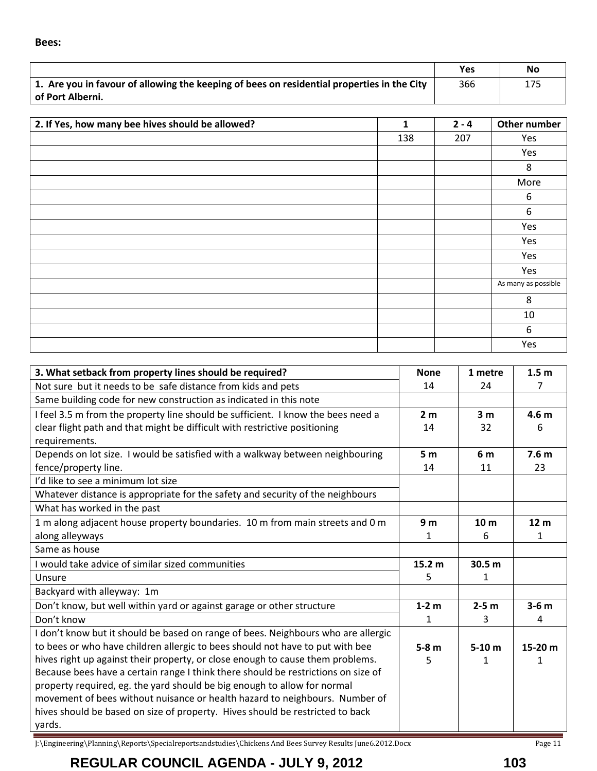**Bees:**

| | Yes | No |
|---|---|---|
| **1. Are you in favour of allowing the keeping of bees on residential properties in the City of Port Alberni.** | 366 | 175 |

| **2. If Yes, how many bee hives should be allowed?** | **1** | **2 - 4** | **Other number** |
|---|---|---|---|
| | 138 | 207 | Yes |
| | | | Yes |
| | | | 8 |
| | | | More |
| | | | 6 |
| | | | 6 |
| | | | Yes |
| | | | Yes |
| | | | Yes |
| | | | Yes |
| | | | As many as possible |
| | | | 8 |
| | | | 10 |
| | | | 6 |
| | | | Yes |

| **3. What setback from property lines should be required?** | **None** | **1 metre** | **1.5 m** |
|---|---|---|---|
| Not sure but it needs to be safe distance from kids and pets | 14 | 24 | 7 |
| Same building code for new construction as indicated in this note | | | |
| I feel 3.5 m from the property line should be sufficient. I know the bees need a clear flight path and that might be difficult with restrictive positioning requirements. | **2 m** 14 | **3 m** 32 | **4.6 m** 6 |
| Depends on lot size. I would be satisfied with a walkway between neighbouring fence/property line. | **5 m** 14 | **6 m** 11 | **7.6 m** 23 |
| I'd like to see a minimum lot size | | | |
| Whatever distance is appropriate for the safety and security of the neighbours | | | |
| What has worked in the past | | | |
| 1 m along adjacent house property boundaries. 10 m from main streets and 0 m along alleyways | **9 m** 1 | **10 m** 6 | **12 m** 1 |
| Same as house | | | |
| I would take advice of similar sized communities | **15.2 m** | **30.5 m** | |
| Unsure | 5 | 1 | |
| Backyard with alleyway: 1m | | | |
| Don't know, but well within yard or against garage or other structure | **1-2 m** | **2-5 m** | **3-6 m** |
| Don't know | 1 | 3 | 4 |
| I don't know but it should be based on range of bees. Neighbours who are allergic to bees or who have children allergic to bees should not have to put with bee hives right up against their property, or close enough to cause them problems. Because bees have a certain range I think there should be restrictions on size of property required, eg. the yard should be big enough to allow for normal movement of bees without nuisance or health hazard to neighbours. Number of hives should be based on size of property. Hives should be restricted to back yards. | **5-8 m** 5 | **5-10 m** 1 | **15-20 m** 1 |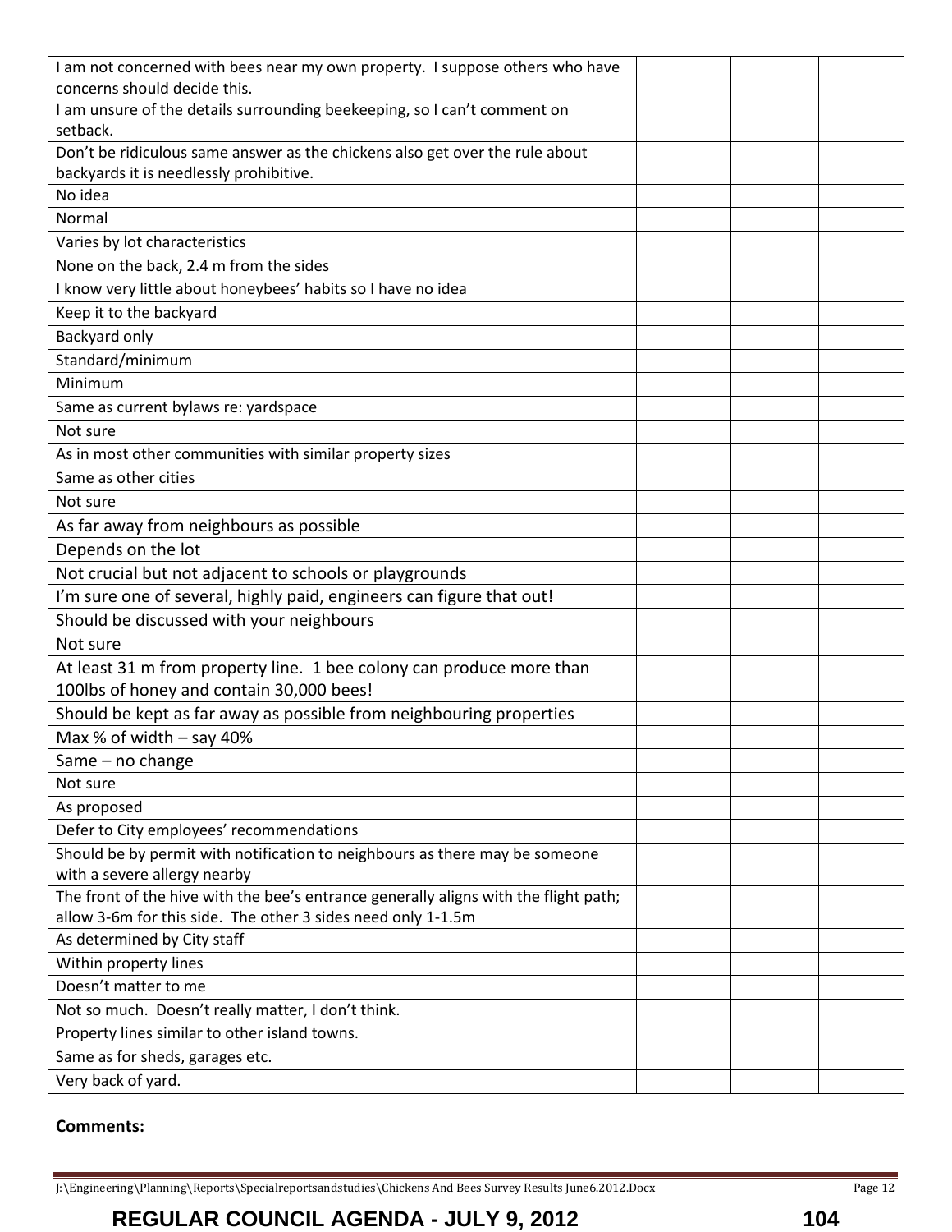| | | | |
|---|---|---|---|
| I am not concerned with bees near my own property. I suppose others who have concerns should decide this. | | | |
| I am unsure of the details surrounding beekeeping, so I can't comment on setback. | | | |
| Don't be ridiculous same answer as the chickens also get over the rule about backyards it is needlessly prohibitive. | | | |
| No idea | | | |
| Normal | | | |
| Varies by lot characteristics | | | |
| None on the back, 2.4 m from the sides | | | |
| I know very little about honeybees' habits so I have no idea | | | |
| Keep it to the backyard | | | |
| Backyard only | | | |
| Standard/minimum | | | |
| Minimum | | | |
| Same as current bylaws re: yardspace | | | |
| Not sure | | | |
| As in most other communities with similar property sizes | | | |
| Same as other cities | | | |
| Not sure | | | |
| As far away from neighbours as possible | | | |
| Depends on the lot | | | |
| Not crucial but not adjacent to schools or playgrounds | | | |
| I'm sure one of several, highly paid, engineers can figure that out! | | | |
| Should be discussed with your neighbours | | | |
| Not sure | | | |
| At least 31 m from property line. 1 bee colony can produce more than 100lbs of honey and contain 30,000 bees! | | | |
| Should be kept as far away as possible from neighbouring properties | | | |
| Max % of width – say 40% | | | |
| Same – no change | | | |
| Not sure | | | |
| As proposed | | | |
| Defer to City employees' recommendations | | | |
| Should be by permit with notification to neighbours as there may be someone with a severe allergy nearby | | | |
| The front of the hive with the bee's entrance generally aligns with the flight path; allow 3-6m for this side. The other 3 sides need only 1-1.5m | | | |
| As determined by City staff | | | |
| Within property lines | | | |
| Doesn't matter to me | | | |
| Not so much. Doesn't really matter, I don't think. | | | |
| Property lines similar to other island towns. | | | |
| Same as for sheds, garages etc. | | | |
| Very back of yard. | | | |

**Comments:**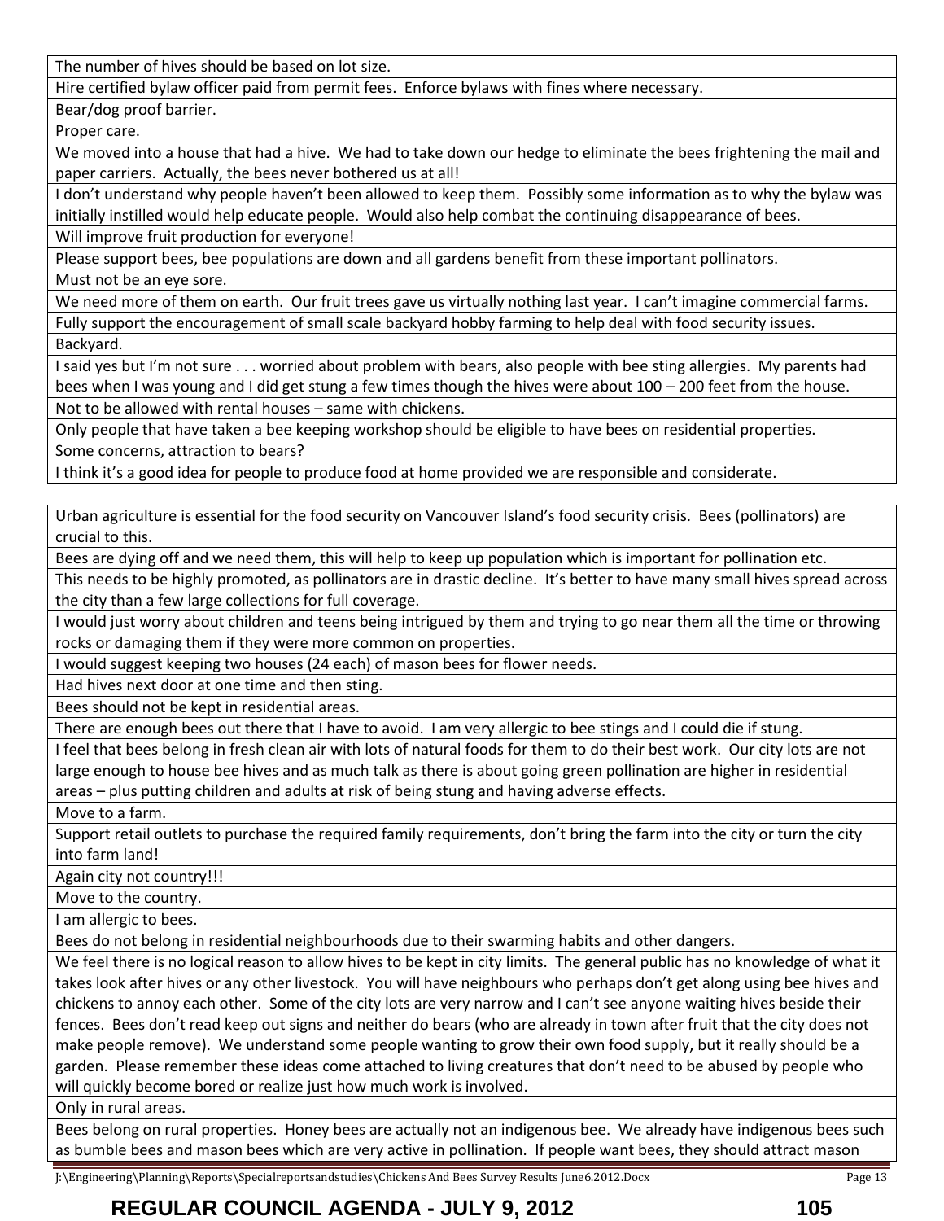| The number of hives should be based on lot size. |
|---|
| Hire certified bylaw officer paid from permit fees. Enforce bylaws with fines where necessary. |
| Bear/dog proof barrier. |
| Proper care. |
| We moved into a house that had a hive. We had to take down our hedge to eliminate the bees frightening the mail and paper carriers. Actually, the bees never bothered us at all! |
| I don't understand why people haven't been allowed to keep them. Possibly some information as to why the bylaw was initially instilled would help educate people. Would also help combat the continuing disappearance of bees. |
| Will improve fruit production for everyone! |
| Please support bees, bee populations are down and all gardens benefit from these important pollinators. |
| Must not be an eye sore. |
| We need more of them on earth. Our fruit trees gave us virtually nothing last year. I can't imagine commercial farms. |
| Fully support the encouragement of small scale backyard hobby farming to help deal with food security issues. |
| Backyard. |
| I said yes but I'm not sure . . . worried about problem with bears, also people with bee sting allergies. My parents had bees when I was young and I did get stung a few times though the hives were about 100 – 200 feet from the house. |
| Not to be allowed with rental houses – same with chickens. |
| Only people that have taken a bee keeping workshop should be eligible to have bees on residential properties. |
| Some concerns, attraction to bears? |
| I think it's a good idea for people to produce food at home provided we are responsible and considerate. |

| Urban agriculture is essential for the food security on Vancouver Island's food security crisis. Bees (pollinators) are crucial to this. |
|---|
| Bees are dying off and we need them, this will help to keep up population which is important for pollination etc. |
| This needs to be highly promoted, as pollinators are in drastic decline. It's better to have many small hives spread across the city than a few large collections for full coverage. |
| I would just worry about children and teens being intrigued by them and trying to go near them all the time or throwing rocks or damaging them if they were more common on properties. |
| I would suggest keeping two houses (24 each) of mason bees for flower needs. |
| Had hives next door at one time and then sting. |
| Bees should not be kept in residential areas. |
| There are enough bees out there that I have to avoid. I am very allergic to bee stings and I could die if stung. |
| I feel that bees belong in fresh clean air with lots of natural foods for them to do their best work. Our city lots are not large enough to house bee hives and as much talk as there is about going green pollination are higher in residential areas – plus putting children and adults at risk of being stung and having adverse effects. |
| Move to a farm. |
| Support retail outlets to purchase the required family requirements, don't bring the farm into the city or turn the city into farm land! |
| Again city not country!!! |
| Move to the country. |
| I am allergic to bees. |
| Bees do not belong in residential neighbourhoods due to their swarming habits and other dangers. |
| We feel there is no logical reason to allow hives to be kept in city limits. The general public has no knowledge of what it takes look after hives or any other livestock. You will have neighbours who perhaps don't get along using bee hives and chickens to annoy each other. Some of the city lots are very narrow and I can't see anyone waiting hives beside their fences. Bees don't read keep out signs and neither do bears (who are already in town after fruit that the city does not make people remove). We understand some people wanting to grow their own food supply, but it really should be a garden. Please remember these ideas come attached to living creatures that don't need to be abused by people who will quickly become bored or realize just how much work is involved. |
| Only in rural areas. |
| Bees belong on rural properties. Honey bees are actually not an indigenous bee. We already have indigenous bees such as bumble bees and mason bees which are very active in pollination. If people want bees, they should attract mason |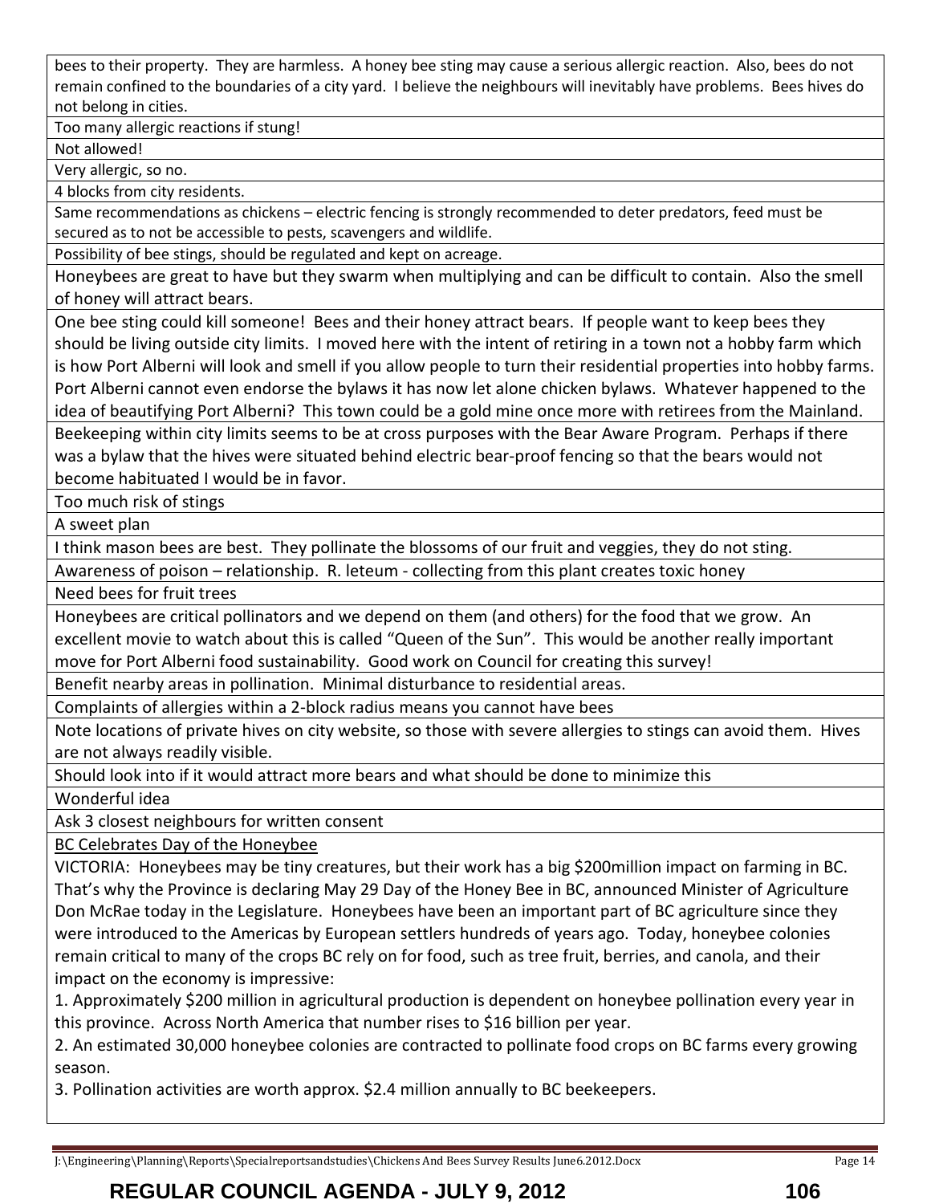| |
|---|
| bees to their property. They are harmless. A honey bee sting may cause a serious allergic reaction. Also, bees do not remain confined to the boundaries of a city yard. I believe the neighbours will inevitably have problems. Bees hives do not belong in cities. |
| Too many allergic reactions if stung! |
| Not allowed! |
| Very allergic, so no. |
| 4 blocks from city residents. |
| Same recommendations as chickens – electric fencing is strongly recommended to deter predators, feed must be secured as to not be accessible to pests, scavengers and wildlife. |
| Possibility of bee stings, should be regulated and kept on acreage. |
| Honeybees are great to have but they swarm when multiplying and can be difficult to contain. Also the smell of honey will attract bears. |
| One bee sting could kill someone! Bees and their honey attract bears. If people want to keep bees they should be living outside city limits. I moved here with the intent of retiring in a town not a hobby farm which is how Port Alberni will look and smell if you allow people to turn their residential properties into hobby farms. Port Alberni cannot even endorse the bylaws it has now let alone chicken bylaws. Whatever happened to the idea of beautifying Port Alberni? This town could be a gold mine once more with retirees from the Mainland. |
| Beekeeping within city limits seems to be at cross purposes with the Bear Aware Program. Perhaps if there was a bylaw that the hives were situated behind electric bear-proof fencing so that the bears would not become habituated I would be in favor. |
| Too much risk of stings |
| A sweet plan |
| I think mason bees are best. They pollinate the blossoms of our fruit and veggies, they do not sting. |
| Awareness of poison – relationship. R. leteum - collecting from this plant creates toxic honey |
| Need bees for fruit trees |
| Honeybees are critical pollinators and we depend on them (and others) for the food that we grow. An excellent movie to watch about this is called "Queen of the Sun". This would be another really important move for Port Alberni food sustainability. Good work on Council for creating this survey! |
| Benefit nearby areas in pollination. Minimal disturbance to residential areas. |
| Complaints of allergies within a 2-block radius means you cannot have bees |
| Note locations of private hives on city website, so those with severe allergies to stings can avoid them. Hives are not always readily visible. |
| Should look into if it would attract more bears and what should be done to minimize this |
| Wonderful idea |
| Ask 3 closest neighbours for written consent |
| BC Celebrates Day of the Honeybee<br>VICTORIA: Honeybees may be tiny creatures, but their work has a big $200million impact on farming in BC. That's why the Province is declaring May 29 Day of the Honey Bee in BC, announced Minister of Agriculture Don McRae today in the Legislature. Honeybees have been an important part of BC agriculture since they were introduced to the Americas by European settlers hundreds of years ago. Today, honeybee colonies remain critical to many of the crops BC rely on for food, such as tree fruit, berries, and canola, and their impact on the economy is impressive:<br>1. Approximately $200 million in agricultural production is dependent on honeybee pollination every year in this province. Across North America that number rises to $16 billion per year.<br>2. An estimated 30,000 honeybee colonies are contracted to pollinate food crops on BC farms every growing season.<br>3. Pollination activities are worth approx. $2.4 million annually to BC beekeepers. |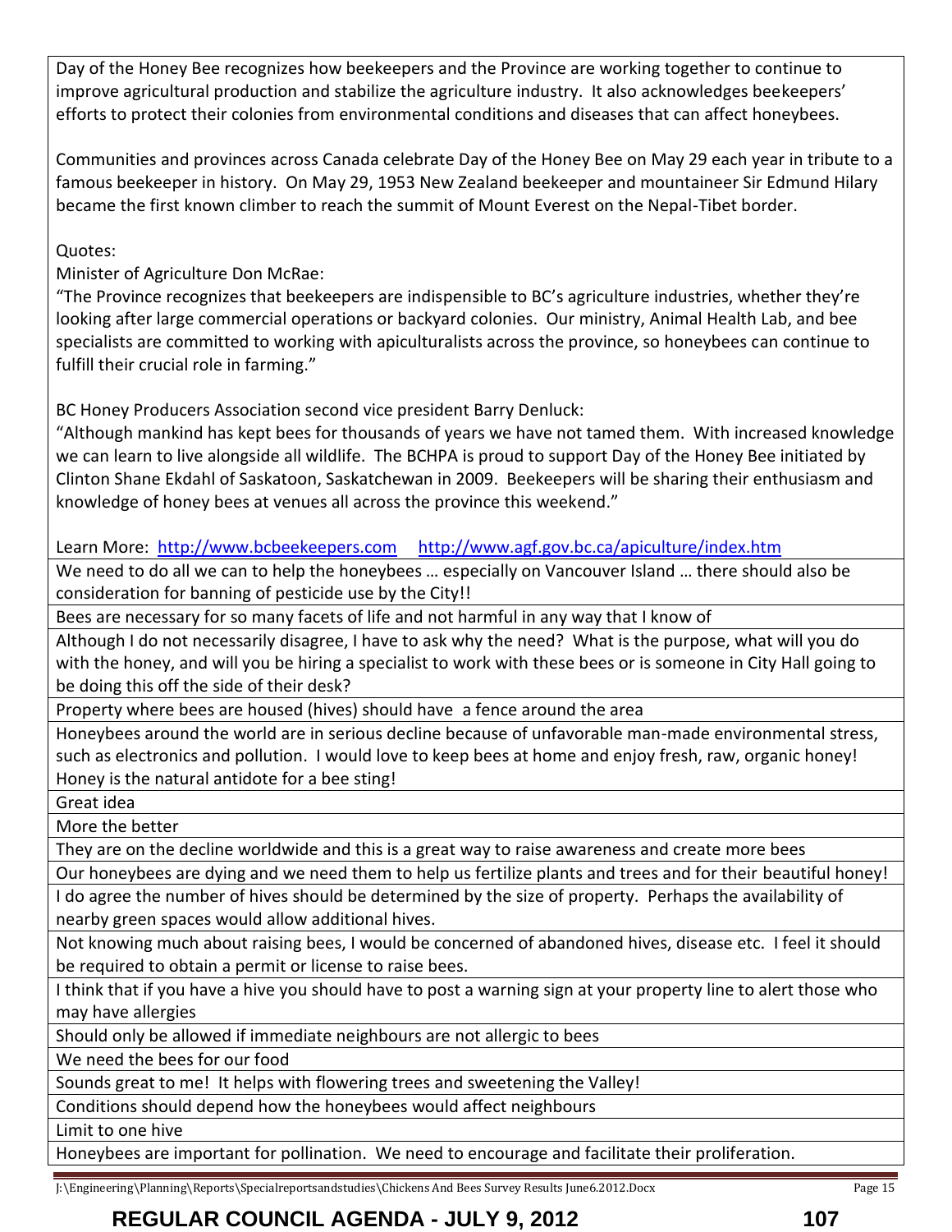| Day of the Honey Bee recognizes how beekeepers and the Province are working together to continue to improve agricultural production and stabilize the agriculture industry. It also acknowledges beekeepers' efforts to protect their colonies from environmental conditions and diseases that can affect honeybees.<br><br>Communities and provinces across Canada celebrate Day of the Honey Bee on May 29 each year in tribute to a famous beekeeper in history. On May 29, 1953 New Zealand beekeeper and mountaineer Sir Edmund Hilary became the first known climber to reach the summit of Mount Everest on the Nepal-Tibet border.<br><br>Quotes:<br>Minister of Agriculture Don McRae:<br>"The Province recognizes that beekeepers are indispensible to BC's agriculture industries, whether they're looking after large commercial operations or backyard colonies. Our ministry, Animal Health Lab, and bee specialists are committed to working with apiculturalists across the province, so honeybees can continue to fulfill their crucial role in farming."<br><br>BC Honey Producers Association second vice president Barry Denluck:<br>"Although mankind has kept bees for thousands of years we have not tamed them. With increased knowledge we can learn to live alongside all wildlife. The BCHPA is proud to support Day of the Honey Bee initiated by Clinton Shane Ekdahl of Saskatoon, Saskatchewan in 2009. Beekeepers will be sharing their enthusiasm and knowledge of honey bees at venues all across the province this weekend."<br><br>Learn More: http://www.bcbeekeepers.com http://www.agf.gov.bc.ca/apiculture/index.htm |
|---|
| We need to do all we can to help the honeybees … especially on Vancouver Island … there should also be consideration for banning of pesticide use by the City!! |
| Bees are necessary for so many facets of life and not harmful in any way that I know of |
| Although I do not necessarily disagree, I have to ask why the need? What is the purpose, what will you do with the honey, and will you be hiring a specialist to work with these bees or is someone in City Hall going to be doing this off the side of their desk? |
| Property where bees are housed (hives) should have a fence around the area |
| Honeybees around the world are in serious decline because of unfavorable man-made environmental stress, such as electronics and pollution. I would love to keep bees at home and enjoy fresh, raw, organic honey! Honey is the natural antidote for a bee sting! |
| Great idea |
| More the better |
| They are on the decline worldwide and this is a great way to raise awareness and create more bees |
| Our honeybees are dying and we need them to help us fertilize plants and trees and for their beautiful honey! |
| I do agree the number of hives should be determined by the size of property. Perhaps the availability of nearby green spaces would allow additional hives. |
| Not knowing much about raising bees, I would be concerned of abandoned hives, disease etc. I feel it should be required to obtain a permit or license to raise bees. |
| I think that if you have a hive you should have to post a warning sign at your property line to alert those who may have allergies |
| Should only be allowed if immediate neighbours are not allergic to bees |
| We need the bees for our food |
| Sounds great to me! It helps with flowering trees and sweetening the Valley! |
| Conditions should depend how the honeybees would affect neighbours |
| Limit to one hive |
| Honeybees are important for pollination. We need to encourage and facilitate their proliferation. |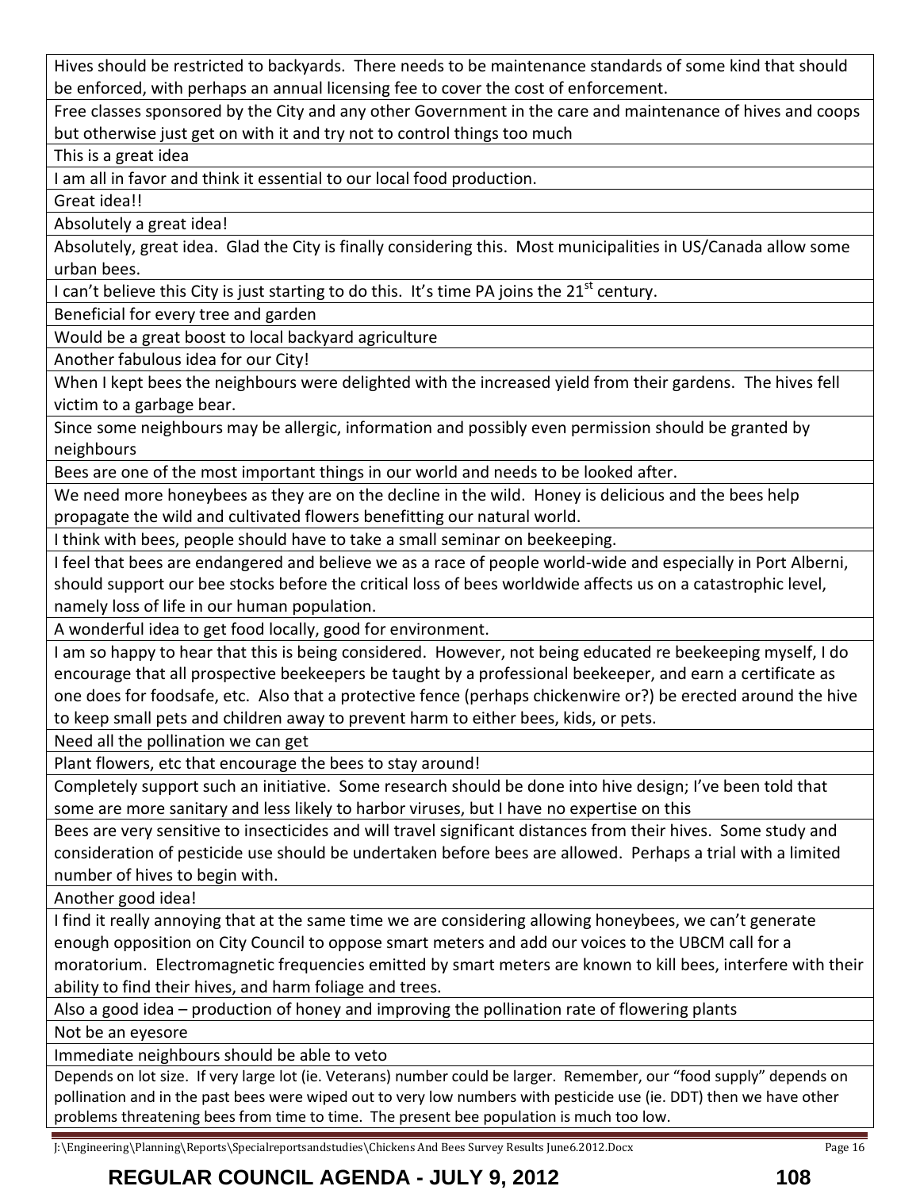| |
|---|
| Hives should be restricted to backyards. There needs to be maintenance standards of some kind that should be enforced, with perhaps an annual licensing fee to cover the cost of enforcement. |
| Free classes sponsored by the City and any other Government in the care and maintenance of hives and coops but otherwise just get on with it and try not to control things too much |
| This is a great idea |
| I am all in favor and think it essential to our local food production. |
| Great idea!! |
| Absolutely a great idea! |
| Absolutely, great idea. Glad the City is finally considering this. Most municipalities in US/Canada allow some urban bees. |
| I can't believe this City is just starting to do this. It's time PA joins the 21st century. |
| Beneficial for every tree and garden |
| Would be a great boost to local backyard agriculture |
| Another fabulous idea for our City! |
| When I kept bees the neighbours were delighted with the increased yield from their gardens. The hives fell victim to a garbage bear. |
| Since some neighbours may be allergic, information and possibly even permission should be granted by neighbours |
| Bees are one of the most important things in our world and needs to be looked after. |
| We need more honeybees as they are on the decline in the wild. Honey is delicious and the bees help propagate the wild and cultivated flowers benefitting our natural world. |
| I think with bees, people should have to take a small seminar on beekeeping. |
| I feel that bees are endangered and believe we as a race of people world-wide and especially in Port Alberni, should support our bee stocks before the critical loss of bees worldwide affects us on a catastrophic level, namely loss of life in our human population. |
| A wonderful idea to get food locally, good for environment. |
| I am so happy to hear that this is being considered. However, not being educated re beekeeping myself, I do encourage that all prospective beekeepers be taught by a professional beekeeper, and earn a certificate as one does for foodsafe, etc. Also that a protective fence (perhaps chickenwire or?) be erected around the hive to keep small pets and children away to prevent harm to either bees, kids, or pets. |
| Need all the pollination we can get |
| Plant flowers, etc that encourage the bees to stay around! |
| Completely support such an initiative. Some research should be done into hive design; I've been told that some are more sanitary and less likely to harbor viruses, but I have no expertise on this |
| Bees are very sensitive to insecticides and will travel significant distances from their hives. Some study and consideration of pesticide use should be undertaken before bees are allowed. Perhaps a trial with a limited number of hives to begin with. |
| Another good idea! |
| I find it really annoying that at the same time we are considering allowing honeybees, we can't generate enough opposition on City Council to oppose smart meters and add our voices to the UBCM call for a moratorium. Electromagnetic frequencies emitted by smart meters are known to kill bees, interfere with their ability to find their hives, and harm foliage and trees. |
| Also a good idea – production of honey and improving the pollination rate of flowering plants |
| Not be an eyesore |
| Immediate neighbours should be able to veto |
| Depends on lot size. If very large lot (ie. Veterans) number could be larger. Remember, our "food supply" depends on pollination and in the past bees were wiped out to very low numbers with pesticide use (ie. DDT) then we have other problems threatening bees from time to time. The present bee population is much too low. |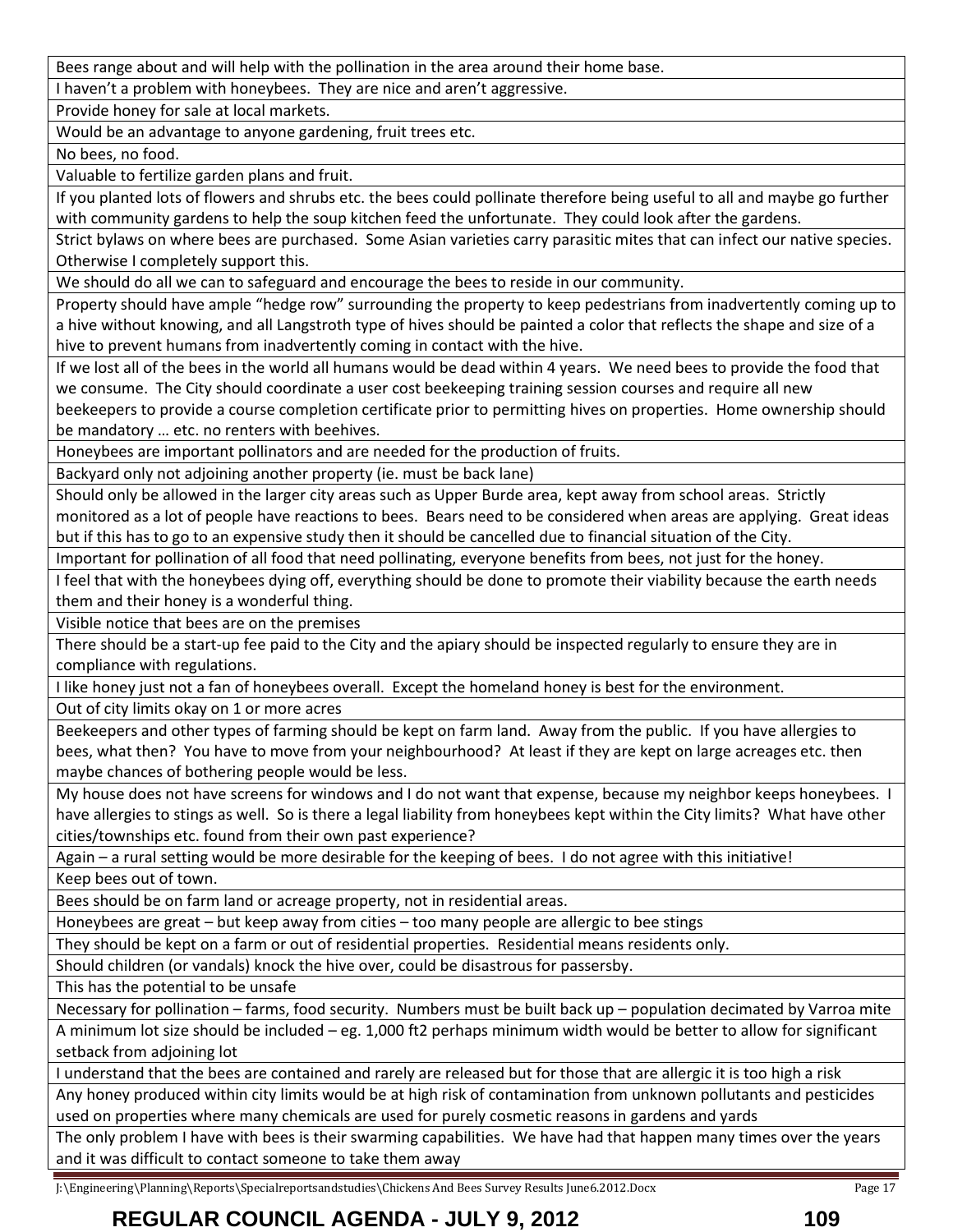| |
|---|
| Bees range about and will help with the pollination in the area around their home base. |
| I haven't a problem with honeybees. They are nice and aren't aggressive. |
| Provide honey for sale at local markets. |
| Would be an advantage to anyone gardening, fruit trees etc. |
| No bees, no food. |
| Valuable to fertilize garden plans and fruit. |
| If you planted lots of flowers and shrubs etc. the bees could pollinate therefore being useful to all and maybe go further with community gardens to help the soup kitchen feed the unfortunate. They could look after the gardens. |
| Strict bylaws on where bees are purchased. Some Asian varieties carry parasitic mites that can infect our native species. Otherwise I completely support this. |
| We should do all we can to safeguard and encourage the bees to reside in our community. |
| Property should have ample "hedge row" surrounding the property to keep pedestrians from inadvertently coming up to a hive without knowing, and all Langstroth type of hives should be painted a color that reflects the shape and size of a hive to prevent humans from inadvertently coming in contact with the hive. |
| If we lost all of the bees in the world all humans would be dead within 4 years. We need bees to provide the food that we consume. The City should coordinate a user cost beekeeping training session courses and require all new beekeepers to provide a course completion certificate prior to permitting hives on properties. Home ownership should be mandatory … etc. no renters with beehives. |
| Honeybees are important pollinators and are needed for the production of fruits. |
| Backyard only not adjoining another property (ie. must be back lane) |
| Should only be allowed in the larger city areas such as Upper Burde area, kept away from school areas. Strictly monitored as a lot of people have reactions to bees. Bears need to be considered when areas are applying. Great ideas but if this has to go to an expensive study then it should be cancelled due to financial situation of the City. |
| Important for pollination of all food that need pollinating, everyone benefits from bees, not just for the honey. |
| I feel that with the honeybees dying off, everything should be done to promote their viability because the earth needs them and their honey is a wonderful thing. |
| Visible notice that bees are on the premises |
| There should be a start-up fee paid to the City and the apiary should be inspected regularly to ensure they are in compliance with regulations. |
| I like honey just not a fan of honeybees overall. Except the homeland honey is best for the environment. |
| Out of city limits okay on 1 or more acres |
| Beekeepers and other types of farming should be kept on farm land. Away from the public. If you have allergies to bees, what then? You have to move from your neighbourhood? At least if they are kept on large acreages etc. then maybe chances of bothering people would be less. |
| My house does not have screens for windows and I do not want that expense, because my neighbor keeps honeybees. I have allergies to stings as well. So is there a legal liability from honeybees kept within the City limits? What have other cities/townships etc. found from their own past experience? |
| Again – a rural setting would be more desirable for the keeping of bees. I do not agree with this initiative! |
| Keep bees out of town. |
| Bees should be on farm land or acreage property, not in residential areas. |
| Honeybees are great – but keep away from cities – too many people are allergic to bee stings |
| They should be kept on a farm or out of residential properties. Residential means residents only. |
| Should children (or vandals) knock the hive over, could be disastrous for passersby. |
| This has the potential to be unsafe |
| Necessary for pollination – farms, food security. Numbers must be built back up – population decimated by Varroa mite |
| A minimum lot size should be included – eg. 1,000 ft2 perhaps minimum width would be better to allow for significant setback from adjoining lot |
| I understand that the bees are contained and rarely are released but for those that are allergic it is too high a risk |
| Any honey produced within city limits would be at high risk of contamination from unknown pollutants and pesticides used on properties where many chemicals are used for purely cosmetic reasons in gardens and yards |
| The only problem I have with bees is their swarming capabilities. We have had that happen many times over the years and it was difficult to contact someone to take them away |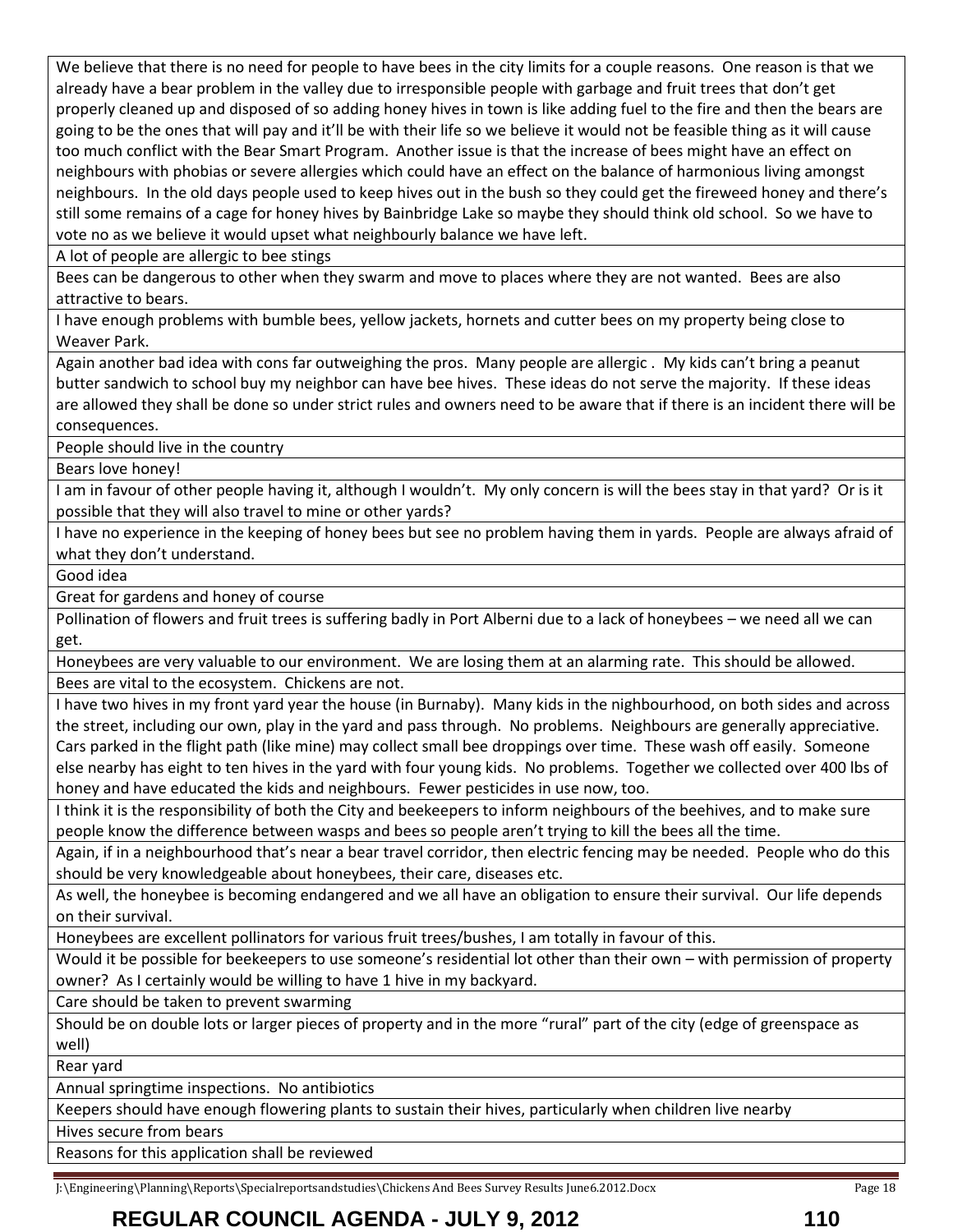| We believe that there is no need for people to have bees in the city limits for a couple reasons. One reason is that we already have a bear problem in the valley due to irresponsible people with garbage and fruit trees that don't get properly cleaned up and disposed of so adding honey hives in town is like adding fuel to the fire and then the bears are going to be the ones that will pay and it'll be with their life so we believe it would not be feasible thing as it will cause too much conflict with the Bear Smart Program. Another issue is that the increase of bees might have an effect on neighbours with phobias or severe allergies which could have an effect on the balance of harmonious living amongst neighbours. In the old days people used to keep hives out in the bush so they could get the fireweed honey and there's still some remains of a cage for honey hives by Bainbridge Lake so maybe they should think old school. So we have to vote no as we believe it would upset what neighbourly balance we have left. |
|---|
| A lot of people are allergic to bee stings |
| Bees can be dangerous to other when they swarm and move to places where they are not wanted. Bees are also attractive to bears. |
| I have enough problems with bumble bees, yellow jackets, hornets and cutter bees on my property being close to Weaver Park. |
| Again another bad idea with cons far outweighing the pros. Many people are allergic . My kids can't bring a peanut butter sandwich to school buy my neighbor can have bee hives. These ideas do not serve the majority. If these ideas are allowed they shall be done so under strict rules and owners need to be aware that if there is an incident there will be consequences. |
| People should live in the country |
| Bears love honey! |
| I am in favour of other people having it, although I wouldn't. My only concern is will the bees stay in that yard? Or is it possible that they will also travel to mine or other yards? |
| I have no experience in the keeping of honey bees but see no problem having them in yards. People are always afraid of what they don't understand. |
| Good idea |
| Great for gardens and honey of course |
| Pollination of flowers and fruit trees is suffering badly in Port Alberni due to a lack of honeybees – we need all we can get. |
| Honeybees are very valuable to our environment. We are losing them at an alarming rate. This should be allowed. |
| Bees are vital to the ecosystem. Chickens are not. |
| I have two hives in my front yard year the house (in Burnaby). Many kids in the nighbourhood, on both sides and across the street, including our own, play in the yard and pass through. No problems. Neighbours are generally appreciative. Cars parked in the flight path (like mine) may collect small bee droppings over time. These wash off easily. Someone else nearby has eight to ten hives in the yard with four young kids. No problems. Together we collected over 400 lbs of honey and have educated the kids and neighbours. Fewer pesticides in use now, too. |
| I think it is the responsibility of both the City and beekeepers to inform neighbours of the beehives, and to make sure people know the difference between wasps and bees so people aren't trying to kill the bees all the time. |
| Again, if in a neighbourhood that's near a bear travel corridor, then electric fencing may be needed. People who do this should be very knowledgeable about honeybees, their care, diseases etc. |
| As well, the honeybee is becoming endangered and we all have an obligation to ensure their survival. Our life depends on their survival. |
| Honeybees are excellent pollinators for various fruit trees/bushes, I am totally in favour of this. |
| Would it be possible for beekeepers to use someone's residential lot other than their own – with permission of property owner? As I certainly would be willing to have 1 hive in my backyard. |
| Care should be taken to prevent swarming |
| Should be on double lots or larger pieces of property and in the more "rural" part of the city (edge of greenspace as well) |
| Rear yard |
| Annual springtime inspections. No antibiotics |
| Keepers should have enough flowering plants to sustain their hives, particularly when children live nearby |
| Hives secure from bears |
| Reasons for this application shall be reviewed |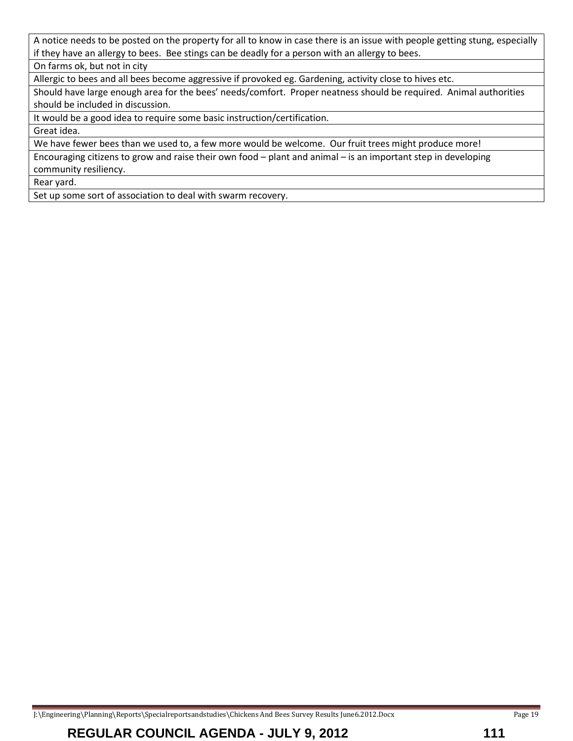| |
|---|
| A notice needs to be posted on the property for all to know in case there is an issue with people getting stung, especially if they have an allergy to bees. Bee stings can be deadly for a person with an allergy to bees. |
| On farms ok, but not in city |
| Allergic to bees and all bees become aggressive if provoked eg. Gardening, activity close to hives etc. |
| Should have large enough area for the bees' needs/comfort. Proper neatness should be required. Animal authorities should be included in discussion. |
| It would be a good idea to require some basic instruction/certification. |
| Great idea. |
| We have fewer bees than we used to, a few more would be welcome. Our fruit trees might produce more! |
| Encouraging citizens to grow and raise their own food – plant and animal – is an important step in developing community resiliency. |
| Rear yard. |
| Set up some sort of association to deal with swarm recovery. |